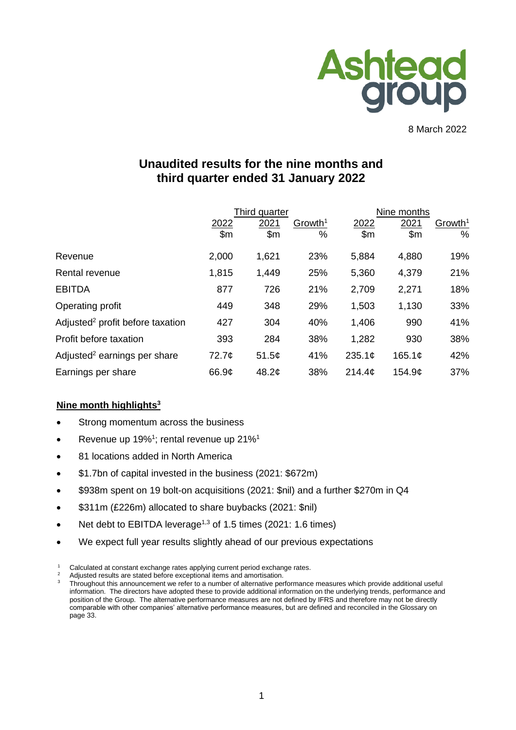Ashtead group

8 March 2022

# Unaudited results for the nine months and third quarter ended 31 January 2022

| | Third quarter | | | Nine months | | |
|---|---|---|---|---|---|---|
| | 2022 | 2021 | Growth[1] | 2022 | 2021 | Growth[1] |
| | $m | $m | % | $m | $m | % |
| Revenue | 2,000 | 1,621 | 23% | 5,884 | 4,880 | 19% |
| Rental revenue | 1,815 | 1,449 | 25% | 5,360 | 4,379 | 21% |
| EBITDA | 877 | 726 | 21% | 2,709 | 2,271 | 18% |
| Operating profit | 449 | 348 | 29% | 1,503 | 1,130 | 33% |
| Adjusted[2] profit before taxation | 427 | 304 | 40% | 1,406 | 990 | 41% |
| Profit before taxation | 393 | 284 | 38% | 1,282 | 930 | 38% |
| Adjusted[2] earnings per share | 72.7¢ | 51.5¢ | 41% | 235.1¢ | 165.1¢ | 42% |
| Earnings per share | 66.9¢ | 48.2¢ | 38% | 214.4¢ | 154.9¢ | 37% |

**Nine month highlights[3]**

- Strong momentum across the business
- Revenue up 19%[1]; rental revenue up 21%[1]
- 81 locations added in North America
- $1.7bn of capital invested in the business (2021: $672m)
- $938m spent on 19 bolt-on acquisitions (2021: $nil) and a further $270m in Q4
- $311m (£226m) allocated to share buybacks (2021: $nil)
- Net debt to EBITDA leverage[1,3] of 1.5 times (2021: 1.6 times)
- We expect full year results slightly ahead of our previous expectations

[1] Calculated at constant exchange rates applying current period exchange rates.
[2] Adjusted results are stated before exceptional items and amortisation.
[3] Throughout this announcement we refer to a number of alternative performance measures which provide additional useful information. The directors have adopted these to provide additional information on the underlying trends, performance and position of the Group. The alternative performance measures are not defined by IFRS and therefore may not be directly comparable with other companies' alternative performance measures, but are defined and reconciled in the Glossary on page 33.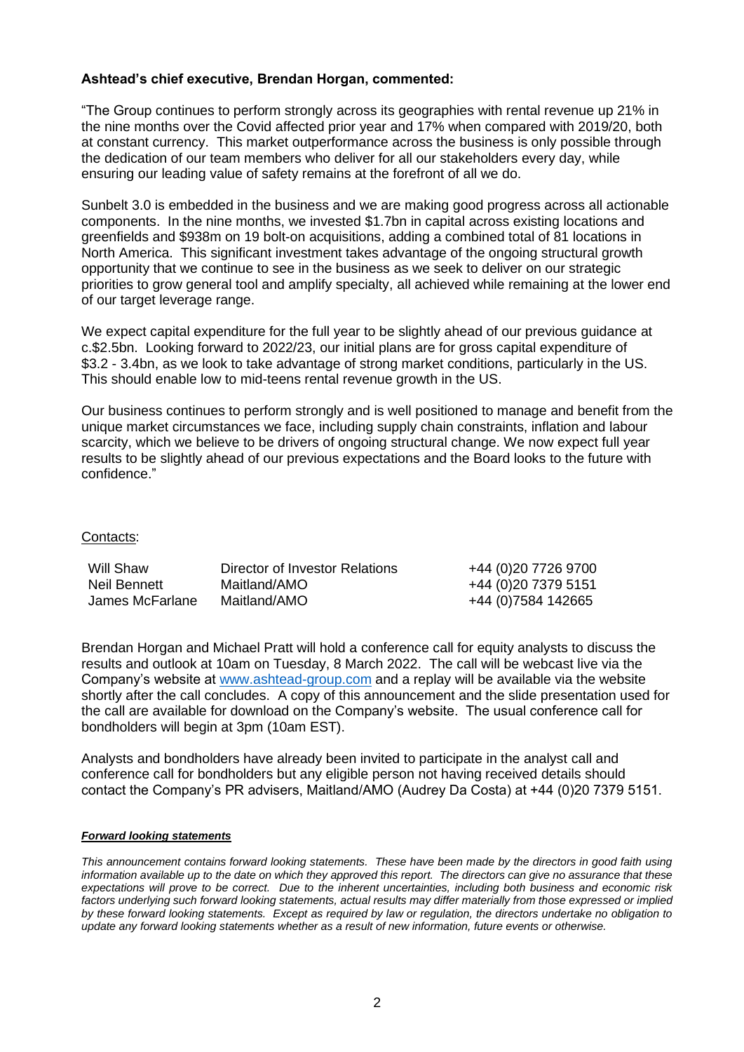**Ashtead's chief executive, Brendan Horgan, commented:**

"The Group continues to perform strongly across its geographies with rental revenue up 21% in the nine months over the Covid affected prior year and 17% when compared with 2019/20, both at constant currency. This market outperformance across the business is only possible through the dedication of our team members who deliver for all our stakeholders every day, while ensuring our leading value of safety remains at the forefront of all we do.

Sunbelt 3.0 is embedded in the business and we are making good progress across all actionable components. In the nine months, we invested $1.7bn in capital across existing locations and greenfields and $938m on 19 bolt-on acquisitions, adding a combined total of 81 locations in North America. This significant investment takes advantage of the ongoing structural growth opportunity that we continue to see in the business as we seek to deliver on our strategic priorities to grow general tool and amplify specialty, all achieved while remaining at the lower end of our target leverage range.

We expect capital expenditure for the full year to be slightly ahead of our previous guidance at c.$2.5bn. Looking forward to 2022/23, our initial plans are for gross capital expenditure of $3.2 - 3.4bn, as we look to take advantage of strong market conditions, particularly in the US. This should enable low to mid-teens rental revenue growth in the US.

Our business continues to perform strongly and is well positioned to manage and benefit from the unique market circumstances we face, including supply chain constraints, inflation and labour scarcity, which we believe to be drivers of ongoing structural change. We now expect full year results to be slightly ahead of our previous expectations and the Board looks to the future with confidence."

Contacts:

| | | |
|---|---|---|
| Will Shaw | Director of Investor Relations | +44 (0)20 7726 9700 |
| Neil Bennett | Maitland/AMO | +44 (0)20 7379 5151 |
| James McFarlane | Maitland/AMO | +44 (0)7584 142665 |

Brendan Horgan and Michael Pratt will hold a conference call for equity analysts to discuss the results and outlook at 10am on Tuesday, 8 March 2022. The call will be webcast live via the Company's website at www.ashtead-group.com and a replay will be available via the website shortly after the call concludes. A copy of this announcement and the slide presentation used for the call are available for download on the Company's website. The usual conference call for bondholders will begin at 3pm (10am EST).

Analysts and bondholders have already been invited to participate in the analyst call and conference call for bondholders but any eligible person not having received details should contact the Company's PR advisers, Maitland/AMO (Audrey Da Costa) at +44 (0)20 7379 5151.

***Forward looking statements***

*This announcement contains forward looking statements. These have been made by the directors in good faith using information available up to the date on which they approved this report. The directors can give no assurance that these expectations will prove to be correct. Due to the inherent uncertainties, including both business and economic risk factors underlying such forward looking statements, actual results may differ materially from those expressed or implied by these forward looking statements. Except as required by law or regulation, the directors undertake no obligation to update any forward looking statements whether as a result of new information, future events or otherwise.*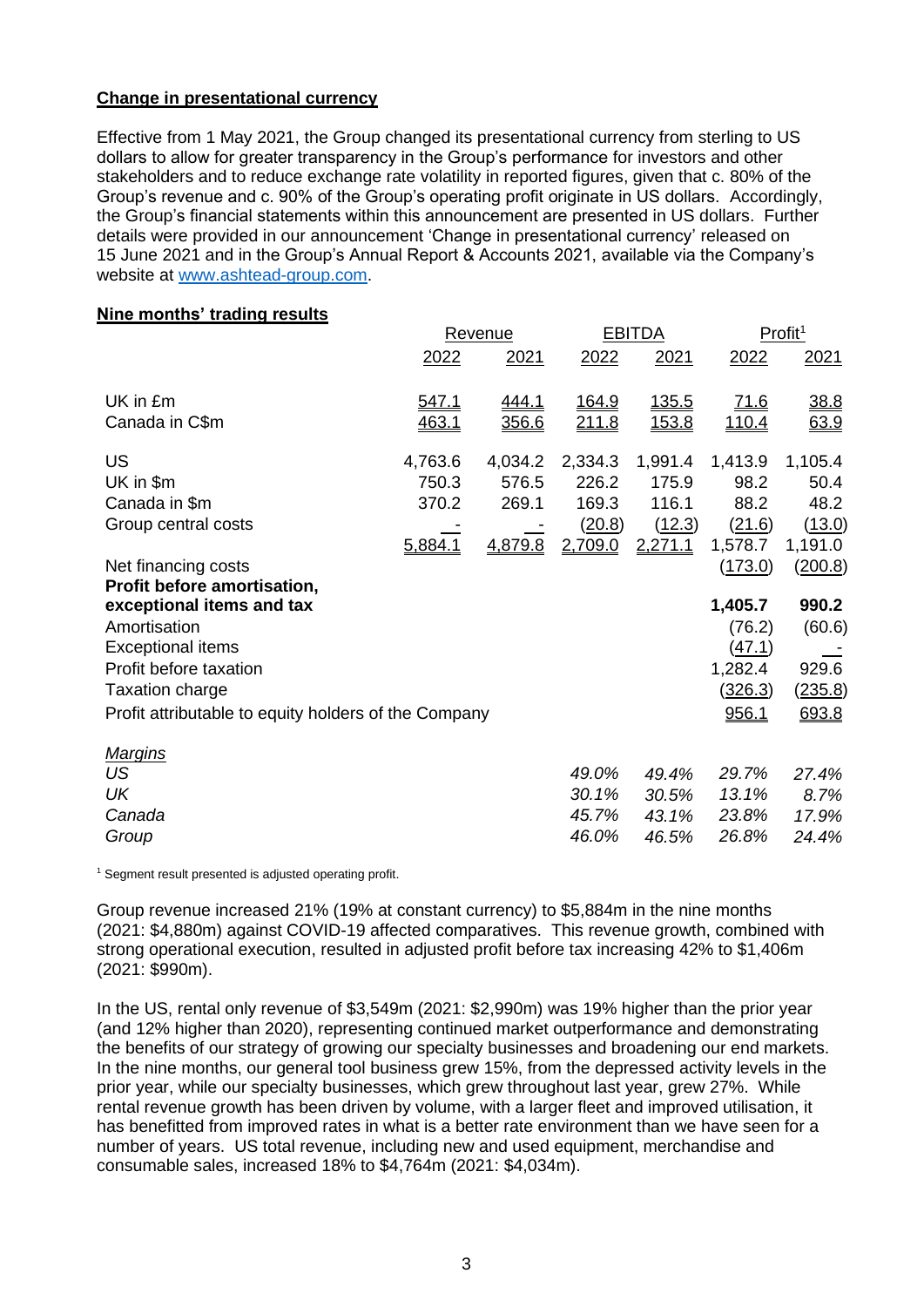**Change in presentational currency**

Effective from 1 May 2021, the Group changed its presentational currency from sterling to US dollars to allow for greater transparency in the Group's performance for investors and other stakeholders and to reduce exchange rate volatility in reported figures, given that c. 80% of the Group's revenue and c. 90% of the Group's operating profit originate in US dollars. Accordingly, the Group's financial statements within this announcement are presented in US dollars. Further details were provided in our announcement 'Change in presentational currency' released on 15 June 2021 and in the Group's Annual Report & Accounts 2021, available via the Company's website at www.ashtead-group.com.

**Nine months' trading results**

| | Revenue | | EBITDA | | Profit[1] | |
|---|---|---|---|---|---|---|
| | 2022 | 2021 | 2022 | 2021 | 2022 | 2021 |
| UK in £m | 547.1 | 444.1 | 164.9 | 135.5 | 71.6 | 38.8 |
| Canada in C$m | 463.1 | 356.6 | 211.8 | 153.8 | 110.4 | 63.9 |
| US | 4,763.6 | 4,034.2 | 2,334.3 | 1,991.4 | 1,413.9 | 1,105.4 |
| UK in $m | 750.3 | 576.5 | 226.2 | 175.9 | 98.2 | 50.4 |
| Canada in $m | 370.2 | 269.1 | 169.3 | 116.1 | 88.2 | 48.2 |
| Group central costs | - | - | (20.8) | (12.3) | (21.6) | (13.0) |
| | 5,884.1 | 4,879.8 | 2,709.0 | 2,271.1 | 1,578.7 | 1,191.0 |
| Net financing costs | | | | | (173.0) | (200.8) |
| **Profit before amortisation, exceptional items and tax** | | | | | **1,405.7** | **990.2** |
| Amortisation | | | | | (76.2) | (60.6) |
| Exceptional items | | | | | (47.1) | - |
| Profit before taxation | | | | | 1,282.4 | 929.6 |
| Taxation charge | | | | | (326.3) | (235.8) |
| Profit attributable to equity holders of the Company | | | | | 956.1 | 693.8 |
| *Margins* | | | | | | |
| *US* | | | *49.0%* | *49.4%* | *29.7%* | *27.4%* |
| *UK* | | | *30.1%* | *30.5%* | *13.1%* | *8.7%* |
| *Canada* | | | *45.7%* | *43.1%* | *23.8%* | *17.9%* |
| *Group* | | | *46.0%* | *46.5%* | *26.8%* | *24.4%* |

[1] Segment result presented is adjusted operating profit.

Group revenue increased 21% (19% at constant currency) to $5,884m in the nine months (2021: $4,880m) against COVID-19 affected comparatives. This revenue growth, combined with strong operational execution, resulted in adjusted profit before tax increasing 42% to $1,406m (2021: $990m).

In the US, rental only revenue of $3,549m (2021: $2,990m) was 19% higher than the prior year (and 12% higher than 2020), representing continued market outperformance and demonstrating the benefits of our strategy of growing our specialty businesses and broadening our end markets. In the nine months, our general tool business grew 15%, from the depressed activity levels in the prior year, while our specialty businesses, which grew throughout last year, grew 27%. While rental revenue growth has been driven by volume, with a larger fleet and improved utilisation, it has benefitted from improved rates in what is a better rate environment than we have seen for a number of years. US total revenue, including new and used equipment, merchandise and consumable sales, increased 18% to $4,764m (2021: $4,034m).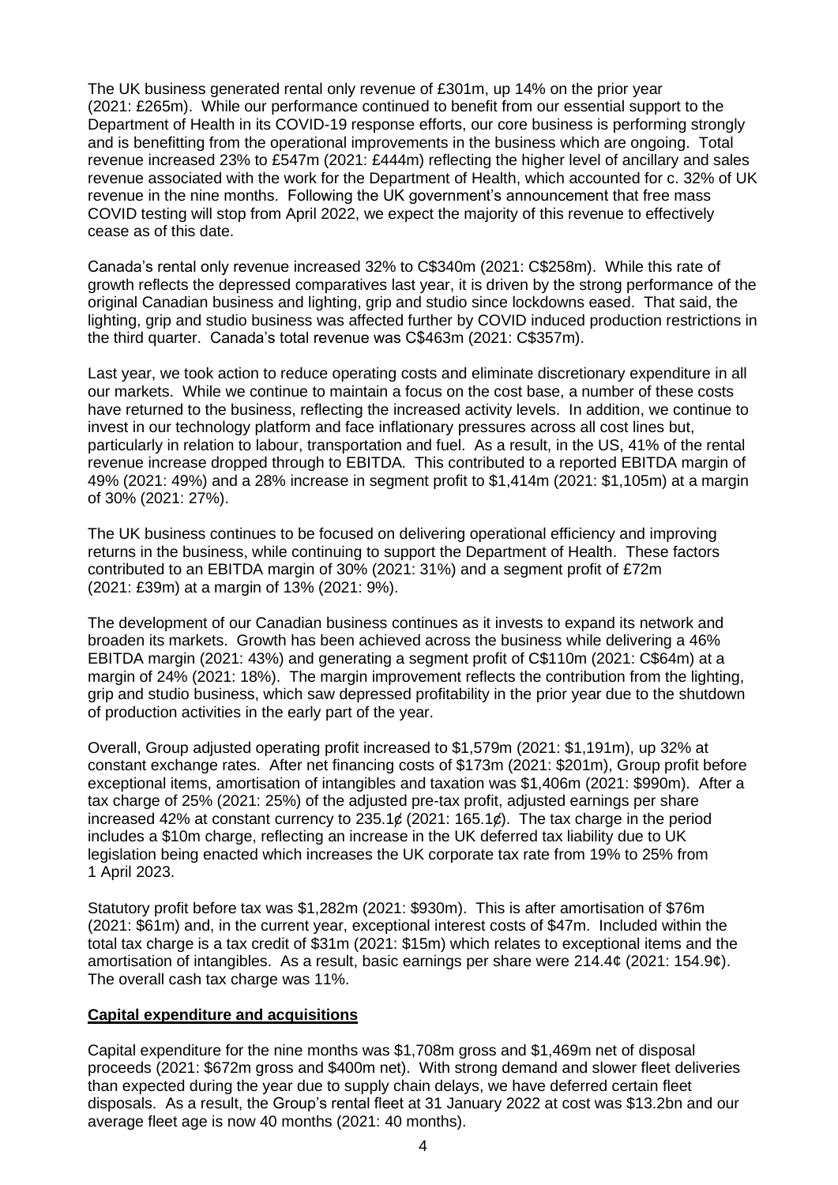The UK business generated rental only revenue of £301m, up 14% on the prior year (2021: £265m). While our performance continued to benefit from our essential support to the Department of Health in its COVID-19 response efforts, our core business is performing strongly and is benefitting from the operational improvements in the business which are ongoing. Total revenue increased 23% to £547m (2021: £444m) reflecting the higher level of ancillary and sales revenue associated with the work for the Department of Health, which accounted for c. 32% of UK revenue in the nine months. Following the UK government's announcement that free mass COVID testing will stop from April 2022, we expect the majority of this revenue to effectively cease as of this date.

Canada's rental only revenue increased 32% to C$340m (2021: C$258m). While this rate of growth reflects the depressed comparatives last year, it is driven by the strong performance of the original Canadian business and lighting, grip and studio since lockdowns eased. That said, the lighting, grip and studio business was affected further by COVID induced production restrictions in the third quarter. Canada's total revenue was C$463m (2021: C$357m).

Last year, we took action to reduce operating costs and eliminate discretionary expenditure in all our markets. While we continue to maintain a focus on the cost base, a number of these costs have returned to the business, reflecting the increased activity levels. In addition, we continue to invest in our technology platform and face inflationary pressures across all cost lines but, particularly in relation to labour, transportation and fuel. As a result, in the US, 41% of the rental revenue increase dropped through to EBITDA. This contributed to a reported EBITDA margin of 49% (2021: 49%) and a 28% increase in segment profit to $1,414m (2021: $1,105m) at a margin of 30% (2021: 27%).

The UK business continues to be focused on delivering operational efficiency and improving returns in the business, while continuing to support the Department of Health. These factors contributed to an EBITDA margin of 30% (2021: 31%) and a segment profit of £72m (2021: £39m) at a margin of 13% (2021: 9%).

The development of our Canadian business continues as it invests to expand its network and broaden its markets. Growth has been achieved across the business while delivering a 46% EBITDA margin (2021: 43%) and generating a segment profit of C$110m (2021: C$64m) at a margin of 24% (2021: 18%). The margin improvement reflects the contribution from the lighting, grip and studio business, which saw depressed profitability in the prior year due to the shutdown of production activities in the early part of the year.

Overall, Group adjusted operating profit increased to $1,579m (2021: $1,191m), up 32% at constant exchange rates. After net financing costs of $173m (2021: $201m), Group profit before exceptional items, amortisation of intangibles and taxation was $1,406m (2021: $990m). After a tax charge of 25% (2021: 25%) of the adjusted pre-tax profit, adjusted earnings per share increased 42% at constant currency to 235.1¢ (2021: 165.1¢). The tax charge in the period includes a $10m charge, reflecting an increase in the UK deferred tax liability due to UK legislation being enacted which increases the UK corporate tax rate from 19% to 25% from 1 April 2023.

Statutory profit before tax was $1,282m (2021: $930m). This is after amortisation of $76m (2021: $61m) and, in the current year, exceptional interest costs of $47m. Included within the total tax charge is a tax credit of $31m (2021: $15m) which relates to exceptional items and the amortisation of intangibles. As a result, basic earnings per share were 214.4¢ (2021: 154.9¢). The overall cash tax charge was 11%.

## Capital expenditure and acquisitions

Capital expenditure for the nine months was $1,708m gross and $1,469m net of disposal proceeds (2021: $672m gross and $400m net). With strong demand and slower fleet deliveries than expected during the year due to supply chain delays, we have deferred certain fleet disposals. As a result, the Group's rental fleet at 31 January 2022 at cost was $13.2bn and our average fleet age is now 40 months (2021: 40 months).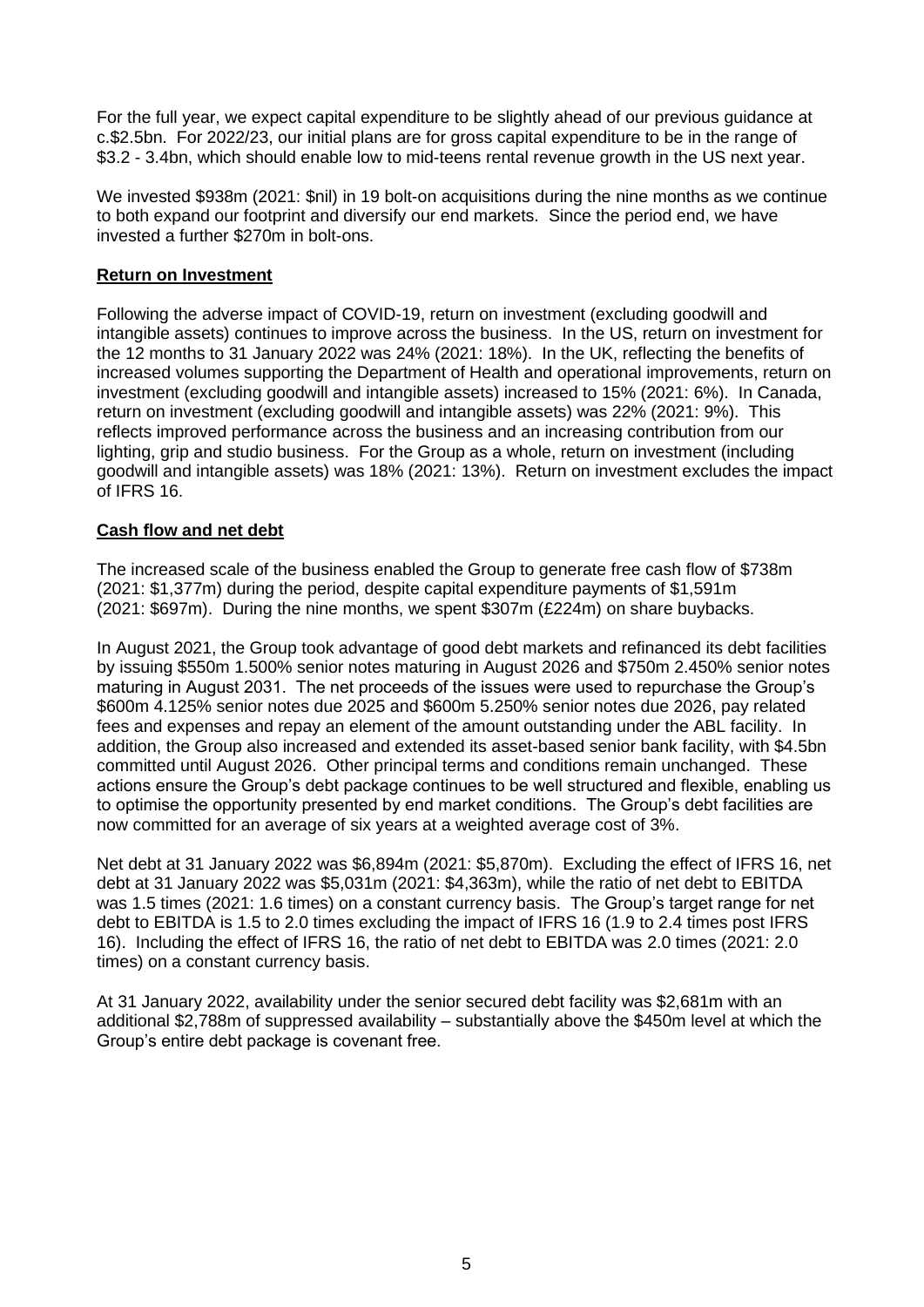For the full year, we expect capital expenditure to be slightly ahead of our previous guidance at c.$2.5bn. For 2022/23, our initial plans are for gross capital expenditure to be in the range of $3.2 - 3.4bn, which should enable low to mid-teens rental revenue growth in the US next year.

We invested $938m (2021: $nil) in 19 bolt-on acquisitions during the nine months as we continue to both expand our footprint and diversify our end markets. Since the period end, we have invested a further $270m in bolt-ons.

**Return on Investment**

Following the adverse impact of COVID-19, return on investment (excluding goodwill and intangible assets) continues to improve across the business. In the US, return on investment for the 12 months to 31 January 2022 was 24% (2021: 18%). In the UK, reflecting the benefits of increased volumes supporting the Department of Health and operational improvements, return on investment (excluding goodwill and intangible assets) increased to 15% (2021: 6%). In Canada, return on investment (excluding goodwill and intangible assets) was 22% (2021: 9%). This reflects improved performance across the business and an increasing contribution from our lighting, grip and studio business. For the Group as a whole, return on investment (including goodwill and intangible assets) was 18% (2021: 13%). Return on investment excludes the impact of IFRS 16.

**Cash flow and net debt**

The increased scale of the business enabled the Group to generate free cash flow of $738m (2021: $1,377m) during the period, despite capital expenditure payments of $1,591m (2021: $697m). During the nine months, we spent $307m (£224m) on share buybacks.

In August 2021, the Group took advantage of good debt markets and refinanced its debt facilities by issuing $550m 1.500% senior notes maturing in August 2026 and $750m 2.450% senior notes maturing in August 2031. The net proceeds of the issues were used to repurchase the Group's $600m 4.125% senior notes due 2025 and $600m 5.250% senior notes due 2026, pay related fees and expenses and repay an element of the amount outstanding under the ABL facility. In addition, the Group also increased and extended its asset-based senior bank facility, with $4.5bn committed until August 2026. Other principal terms and conditions remain unchanged. These actions ensure the Group's debt package continues to be well structured and flexible, enabling us to optimise the opportunity presented by end market conditions. The Group's debt facilities are now committed for an average of six years at a weighted average cost of 3%.

Net debt at 31 January 2022 was $6,894m (2021: $5,870m). Excluding the effect of IFRS 16, net debt at 31 January 2022 was $5,031m (2021: $4,363m), while the ratio of net debt to EBITDA was 1.5 times (2021: 1.6 times) on a constant currency basis. The Group's target range for net debt to EBITDA is 1.5 to 2.0 times excluding the impact of IFRS 16 (1.9 to 2.4 times post IFRS 16). Including the effect of IFRS 16, the ratio of net debt to EBITDA was 2.0 times (2021: 2.0 times) on a constant currency basis.

At 31 January 2022, availability under the senior secured debt facility was $2,681m with an additional $2,788m of suppressed availability – substantially above the $450m level at which the Group's entire debt package is covenant free.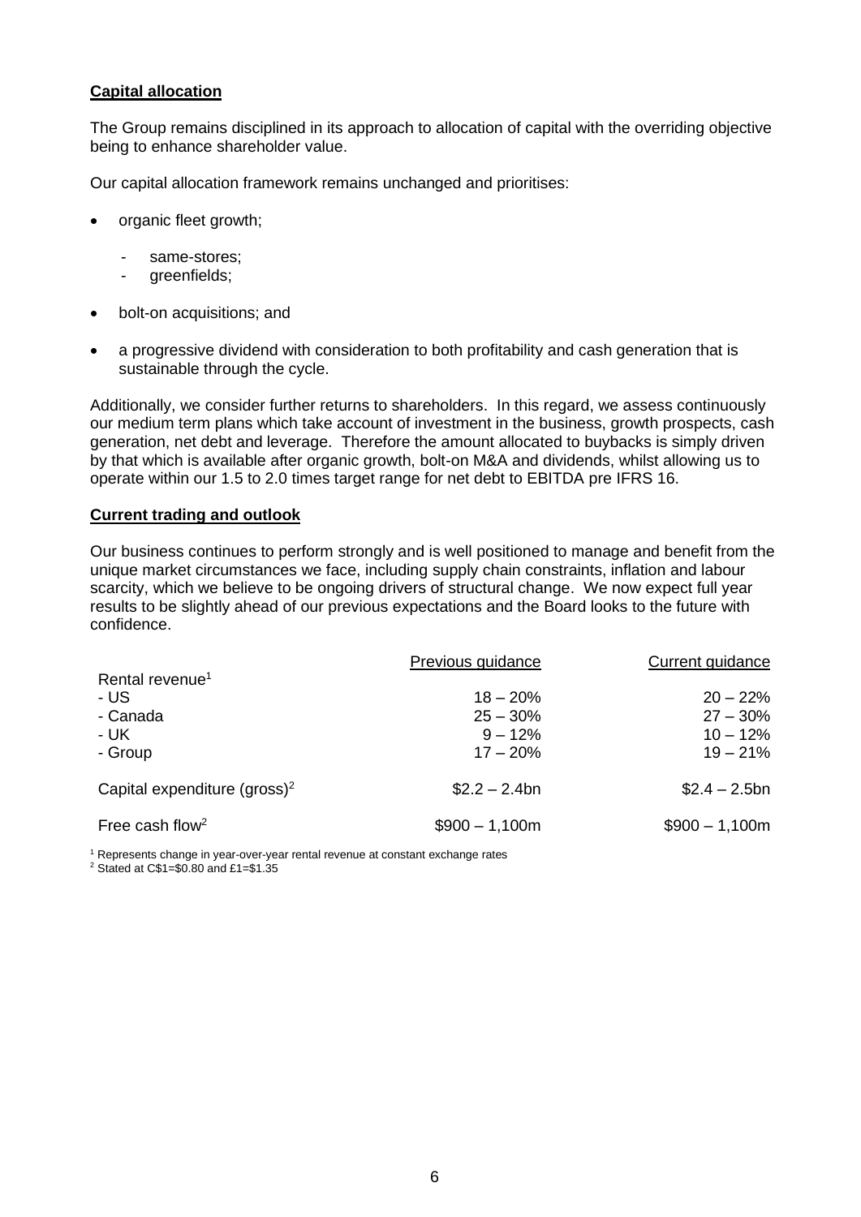**Capital allocation**

The Group remains disciplined in its approach to allocation of capital with the overriding objective being to enhance shareholder value.

Our capital allocation framework remains unchanged and prioritises:

- organic fleet growth;
  - same-stores;
  - greenfields;
- bolt-on acquisitions; and
- a progressive dividend with consideration to both profitability and cash generation that is sustainable through the cycle.

Additionally, we consider further returns to shareholders. In this regard, we assess continuously our medium term plans which take account of investment in the business, growth prospects, cash generation, net debt and leverage. Therefore the amount allocated to buybacks is simply driven by that which is available after organic growth, bolt-on M&A and dividends, whilst allowing us to operate within our 1.5 to 2.0 times target range for net debt to EBITDA pre IFRS 16.

**Current trading and outlook**

Our business continues to perform strongly and is well positioned to manage and benefit from the unique market circumstances we face, including supply chain constraints, inflation and labour scarcity, which we believe to be ongoing drivers of structural change. We now expect full year results to be slightly ahead of our previous expectations and the Board looks to the future with confidence.

| | Previous guidance | Current guidance |
|---|---|---|
| Rental revenue[1] | | |
| - US | 18 – 20% | 20 – 22% |
| - Canada | 25 – 30% | 27 – 30% |
| - UK | 9 – 12% | 10 – 12% |
| - Group | 17 – 20% | 19 – 21% |
| Capital expenditure (gross)[2] | $2.2 – 2.4bn | $2.4 – 2.5bn |
| Free cash flow[2] | $900 – 1,100m | $900 – 1,100m |

[1] Represents change in year-over-year rental revenue at constant exchange rates
[2] Stated at C$1=$0.80 and £1=$1.35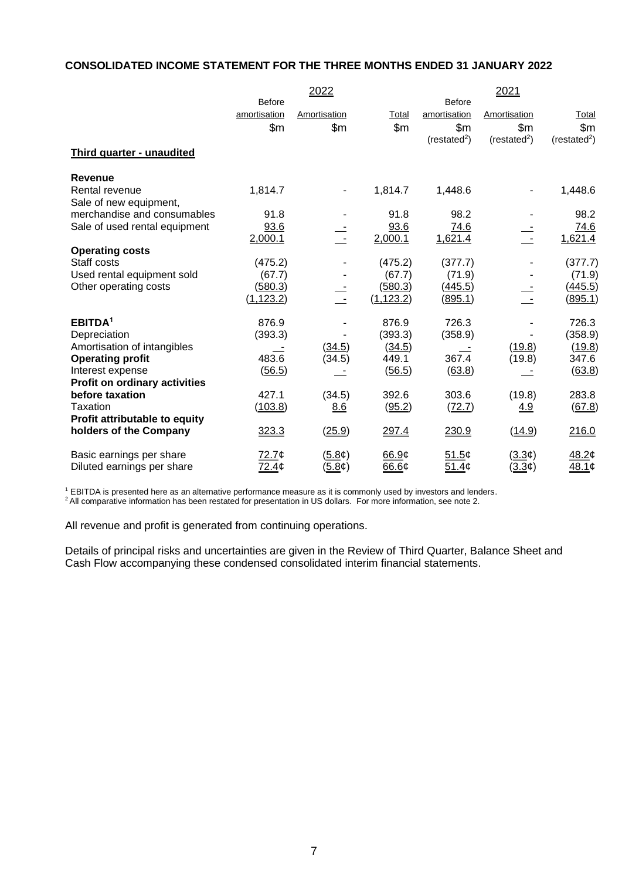**CONSOLIDATED INCOME STATEMENT FOR THE THREE MONTHS ENDED 31 JANUARY 2022**

| | 2022 | | | 2021 | | |
|---|---|---|---|---|---|---|
| | Before amortisation | Amortisation | Total | Before amortisation | Amortisation | Total |
| | $m | $m | $m | $m (restated[2]) | $m (restated[2]) | $m (restated[2]) |
| **Third quarter - unaudited** | | | | | | |
| **Revenue** | | | | | | |
| Rental revenue | 1,814.7 | - | 1,814.7 | 1,448.6 | - | 1,448.6 |
| Sale of new equipment, merchandise and consumables | 91.8 | - | 91.8 | 98.2 | - | 98.2 |
| Sale of used rental equipment | 93.6 | - | 93.6 | 74.6 | - | 74.6 |
| | 2,000.1 | - | 2,000.1 | 1,621.4 | - | 1,621.4 |
| **Operating costs** | | | | | | |
| Staff costs | (475.2) | - | (475.2) | (377.7) | - | (377.7) |
| Used rental equipment sold | (67.7) | - | (67.7) | (71.9) | - | (71.9) |
| Other operating costs | (580.3) | - | (580.3) | (445.5) | - | (445.5) |
| | (1,123.2) | - | (1,123.2) | (895.1) | - | (895.1) |
| **EBITDA[1]** | 876.9 | - | 876.9 | 726.3 | - | 726.3 |
| Depreciation | (393.3) | - | (393.3) | (358.9) | - | (358.9) |
| Amortisation of intangibles | - | (34.5) | (34.5) | - | (19.8) | (19.8) |
| **Operating profit** | 483.6 | (34.5) | 449.1 | 367.4 | (19.8) | 347.6 |
| Interest expense | (56.5) | - | (56.5) | (63.8) | - | (63.8) |
| **Profit on ordinary activities before taxation** | 427.1 | (34.5) | 392.6 | 303.6 | (19.8) | 283.8 |
| Taxation | (103.8) | 8.6 | (95.2) | (72.7) | 4.9 | (67.8) |
| **Profit attributable to equity holders of the Company** | 323.3 | (25.9) | 297.4 | 230.9 | (14.9) | 216.0 |
| Basic earnings per share | 72.7¢ | (5.8¢) | 66.9¢ | 51.5¢ | (3.3¢) | 48.2¢ |
| Diluted earnings per share | 72.4¢ | (5.8¢) | 66.6¢ | 51.4¢ | (3.3¢) | 48.1¢ |

[1] EBITDA is presented here as an alternative performance measure as it is commonly used by investors and lenders.
[2] All comparative information has been restated for presentation in US dollars. For more information, see note 2.

All revenue and profit is generated from continuing operations.

Details of principal risks and uncertainties are given in the Review of Third Quarter, Balance Sheet and Cash Flow accompanying these condensed consolidated interim financial statements.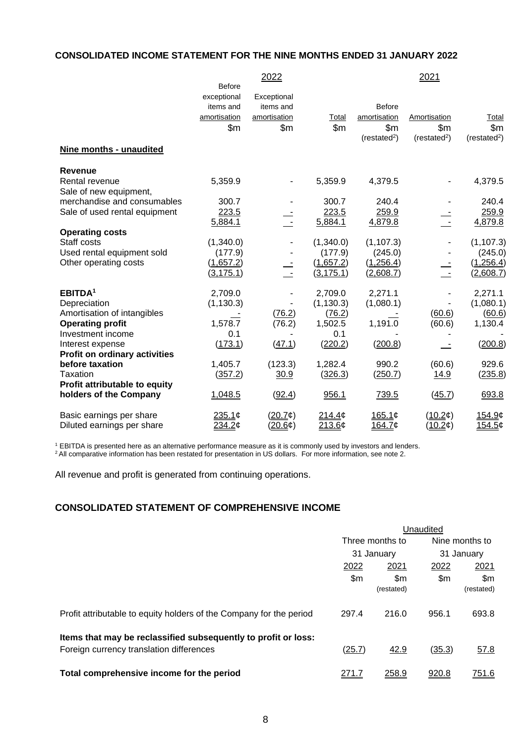## CONSOLIDATED INCOME STATEMENT FOR THE NINE MONTHS ENDED 31 JANUARY 2022

| | 2022 | | | 2021 | | |
|---|---|---|---|---|---|---|
| | Before exceptional items and amortisation | Exceptional items and amortisation | Total | Before amortisation | Amortisation | Total |
| | $m | $m | $m | $m (restated[2]) | $m (restated[2]) | $m (restated[2]) |
| **Nine months - unaudited** | | | | | | |
| **Revenue** | | | | | | |
| Rental revenue | 5,359.9 | - | 5,359.9 | 4,379.5 | - | 4,379.5 |
| Sale of new equipment, merchandise and consumables | 300.7 | - | 300.7 | 240.4 | - | 240.4 |
| Sale of used rental equipment | 223.5 | - | 223.5 | 259.9 | - | 259.9 |
| | 5,884.1 | - | 5,884.1 | 4,879.8 | - | 4,879.8 |
| **Operating costs** | | | | | | |
| Staff costs | (1,340.0) | - | (1,340.0) | (1,107.3) | - | (1,107.3) |
| Used rental equipment sold | (177.9) | - | (177.9) | (245.0) | - | (245.0) |
| Other operating costs | (1,657.2) | - | (1,657.2) | (1,256.4) | - | (1,256.4) |
| | (3,175.1) | - | (3,175.1) | (2,608.7) | - | (2,608.7) |
| **EBITDA[1]** | 2,709.0 | - | 2,709.0 | 2,271.1 | - | 2,271.1 |
| Depreciation | (1,130.3) | - | (1,130.3) | (1,080.1) | - | (1,080.1) |
| Amortisation of intangibles | - | (76.2) | (76.2) | - | (60.6) | (60.6) |
| **Operating profit** | 1,578.7 | (76.2) | 1,502.5 | 1,191.0 | (60.6) | 1,130.4 |
| Investment income | 0.1 | - | 0.1 | - | | - |
| Interest expense | (173.1) | (47.1) | (220.2) | (200.8) | - | (200.8) |
| **Profit on ordinary activities before taxation** | 1,405.7 | (123.3) | 1,282.4 | 990.2 | (60.6) | 929.6 |
| Taxation | (357.2) | 30.9 | (326.3) | (250.7) | 14.9 | (235.8) |
| **Profit attributable to equity holders of the Company** | 1,048.5 | (92.4) | 956.1 | 739.5 | (45.7) | 693.8 |
| Basic earnings per share | 235.1¢ | (20.7¢) | 214.4¢ | 165.1¢ | (10.2¢) | 154.9¢ |
| Diluted earnings per share | 234.2¢ | (20.6¢) | 213.6¢ | 164.7¢ | (10.2¢) | 154.5¢ |

[1] EBITDA is presented here as an alternative performance measure as it is commonly used by investors and lenders.
[2] All comparative information has been restated for presentation in US dollars. For more information, see note 2.

All revenue and profit is generated from continuing operations.

## CONSOLIDATED STATEMENT OF COMPREHENSIVE INCOME

| | Unaudited | | | |
|---|---|---|---|---|
| | Three months to 31 January | | Nine months to 31 January | |
| | 2022 | 2021 | 2022 | 2021 |
| | $m | $m (restated) | $m | $m (restated) |
| Profit attributable to equity holders of the Company for the period | 297.4 | 216.0 | 956.1 | 693.8 |
| **Items that may be reclassified subsequently to profit or loss:** | | | | |
| Foreign currency translation differences | (25.7) | 42.9 | (35.3) | 57.8 |
| **Total comprehensive income for the period** | 271.7 | 258.9 | 920.8 | 751.6 |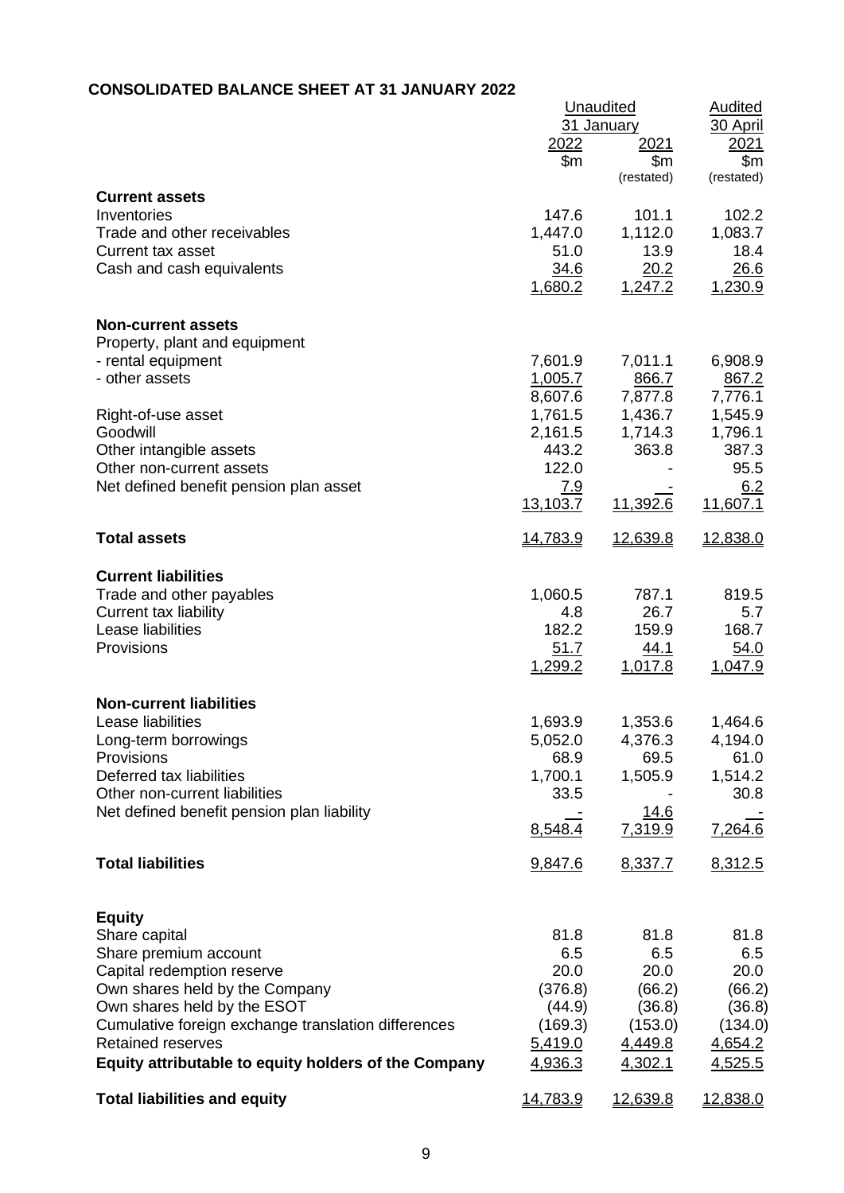**CONSOLIDATED BALANCE SHEET AT 31 JANUARY 2022**

| | Unaudited | | Audited |
|---|---|---|---|
| | 31 January | | 30 April |
| | 2022 | 2021 | 2021 |
| | $m | $m | $m |
| | | (restated) | (restated) |
| **Current assets** | | | |
| Inventories | 147.6 | 101.1 | 102.2 |
| Trade and other receivables | 1,447.0 | 1,112.0 | 1,083.7 |
| Current tax asset | 51.0 | 13.9 | 18.4 |
| Cash and cash equivalents | 34.6 | 20.2 | 26.6 |
| | 1,680.2 | 1,247.2 | 1,230.9 |
| **Non-current assets** | | | |
| Property, plant and equipment | | | |
| - rental equipment | 7,601.9 | 7,011.1 | 6,908.9 |
| - other assets | 1,005.7 | 866.7 | 867.2 |
| | 8,607.6 | 7,877.8 | 7,776.1 |
| Right-of-use asset | 1,761.5 | 1,436.7 | 1,545.9 |
| Goodwill | 2,161.5 | 1,714.3 | 1,796.1 |
| Other intangible assets | 443.2 | 363.8 | 387.3 |
| Other non-current assets | 122.0 | - | 95.5 |
| Net defined benefit pension plan asset | 7.9 | - | 6.2 |
| | 13,103.7 | 11,392.6 | 11,607.1 |
| **Total assets** | 14,783.9 | 12,639.8 | 12,838.0 |
| **Current liabilities** | | | |
| Trade and other payables | 1,060.5 | 787.1 | 819.5 |
| Current tax liability | 4.8 | 26.7 | 5.7 |
| Lease liabilities | 182.2 | 159.9 | 168.7 |
| Provisions | 51.7 | 44.1 | 54.0 |
| | 1,299.2 | 1,017.8 | 1,047.9 |
| **Non-current liabilities** | | | |
| Lease liabilities | 1,693.9 | 1,353.6 | 1,464.6 |
| Long-term borrowings | 5,052.0 | 4,376.3 | 4,194.0 |
| Provisions | 68.9 | 69.5 | 61.0 |
| Deferred tax liabilities | 1,700.1 | 1,505.9 | 1,514.2 |
| Other non-current liabilities | 33.5 | - | 30.8 |
| Net defined benefit pension plan liability | - | 14.6 | - |
| | 8,548.4 | 7,319.9 | 7,264.6 |
| **Total liabilities** | 9,847.6 | 8,337.7 | 8,312.5 |
| **Equity** | | | |
| Share capital | 81.8 | 81.8 | 81.8 |
| Share premium account | 6.5 | 6.5 | 6.5 |
| Capital redemption reserve | 20.0 | 20.0 | 20.0 |
| Own shares held by the Company | (376.8) | (66.2) | (66.2) |
| Own shares held by the ESOT | (44.9) | (36.8) | (36.8) |
| Cumulative foreign exchange translation differences | (169.3) | (153.0) | (134.0) |
| Retained reserves | 5,419.0 | 4,449.8 | 4,654.2 |
| **Equity attributable to equity holders of the Company** | 4,936.3 | 4,302.1 | 4,525.5 |
| **Total liabilities and equity** | 14,783.9 | 12,639.8 | 12,838.0 |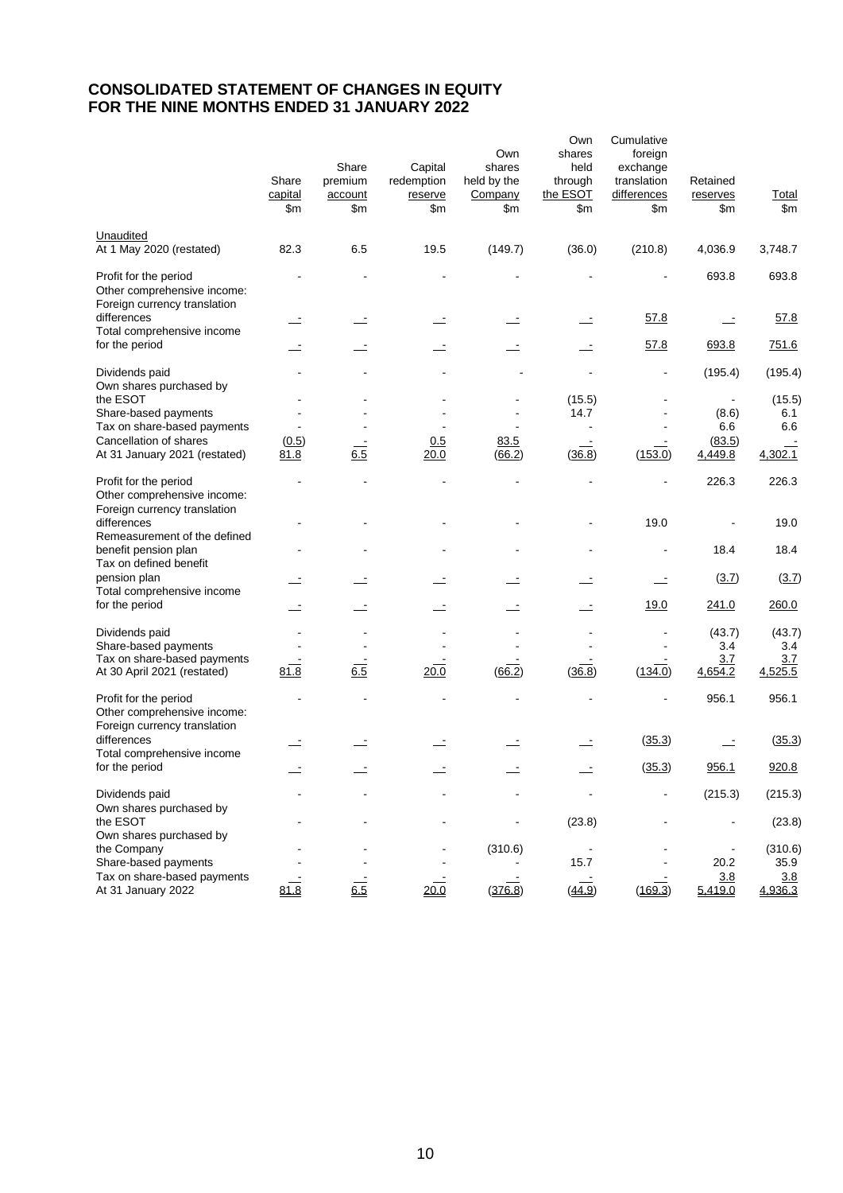# CONSOLIDATED STATEMENT OF CHANGES IN EQUITY
# FOR THE NINE MONTHS ENDED 31 JANUARY 2022

| | Share capital $m | Share premium account $m | Capital redemption reserve $m | Own shares held by the Company $m | Own shares held through the ESOT $m | Cumulative foreign exchange translation differences $m | Retained reserves $m | Total $m |
|---|---|---|---|---|---|---|---|---|
| Unaudited | | | | | | | | |
| At 1 May 2020 (restated) | 82.3 | 6.5 | 19.5 | (149.7) | (36.0) | (210.8) | 4,036.9 | 3,748.7 |
| Profit for the period | - | - | - | - | - | - | 693.8 | 693.8 |
| Other comprehensive income: | | | | | | | | |
| Foreign currency translation differences | - | - | - | - | - | 57.8 | - | 57.8 |
| Total comprehensive income for the period | - | - | - | - | - | 57.8 | 693.8 | 751.6 |
| Dividends paid | - | - | - | - | - | - | (195.4) | (195.4) |
| Own shares purchased by the ESOT | - | - | - | - | (15.5) | - | - | (15.5) |
| Share-based payments | - | - | - | - | 14.7 | - | (8.6) | 6.1 |
| Tax on share-based payments | - | - | - | - | - | - | 6.6 | 6.6 |
| Cancellation of shares | (0.5) | - | 0.5 | 83.5 | - | - | (83.5) | - |
| At 31 January 2021 (restated) | 81.8 | 6.5 | 20.0 | (66.2) | (36.8) | (153.0) | 4,449.8 | 4,302.1 |
| Profit for the period | - | - | - | - | - | - | 226.3 | 226.3 |
| Other comprehensive income: | | | | | | | | |
| Foreign currency translation differences | - | - | - | - | - | 19.0 | - | 19.0 |
| Remeasurement of the defined benefit pension plan | - | - | - | - | - | - | 18.4 | 18.4 |
| Tax on defined benefit pension plan | - | - | - | - | - | - | (3.7) | (3.7) |
| Total comprehensive income for the period | - | - | - | - | - | 19.0 | 241.0 | 260.0 |
| Dividends paid | - | - | - | - | - | - | (43.7) | (43.7) |
| Share-based payments | - | - | - | - | - | - | 3.4 | 3.4 |
| Tax on share-based payments | - | - | - | - | - | - | 3.7 | 3.7 |
| At 30 April 2021 (restated) | 81.8 | 6.5 | 20.0 | (66.2) | (36.8) | (134.0) | 4,654.2 | 4,525.5 |
| Profit for the period | - | - | - | - | - | - | 956.1 | 956.1 |
| Other comprehensive income: | | | | | | | | |
| Foreign currency translation differences | - | - | - | - | - | (35.3) | - | (35.3) |
| Total comprehensive income for the period | - | - | - | - | - | (35.3) | 956.1 | 920.8 |
| Dividends paid | - | - | - | - | - | - | (215.3) | (215.3) |
| Own shares purchased by the ESOT | - | - | - | - | (23.8) | - | - | (23.8) |
| Own shares purchased by the Company | - | - | - | (310.6) | - | - | - | (310.6) |
| Share-based payments | - | - | - | - | 15.7 | - | 20.2 | 35.9 |
| Tax on share-based payments | - | - | - | - | - | - | 3.8 | 3.8 |
| At 31 January 2022 | 81.8 | 6.5 | 20.0 | (376.8) | (44.9) | (169.3) | 5,419.0 | 4,936.3 |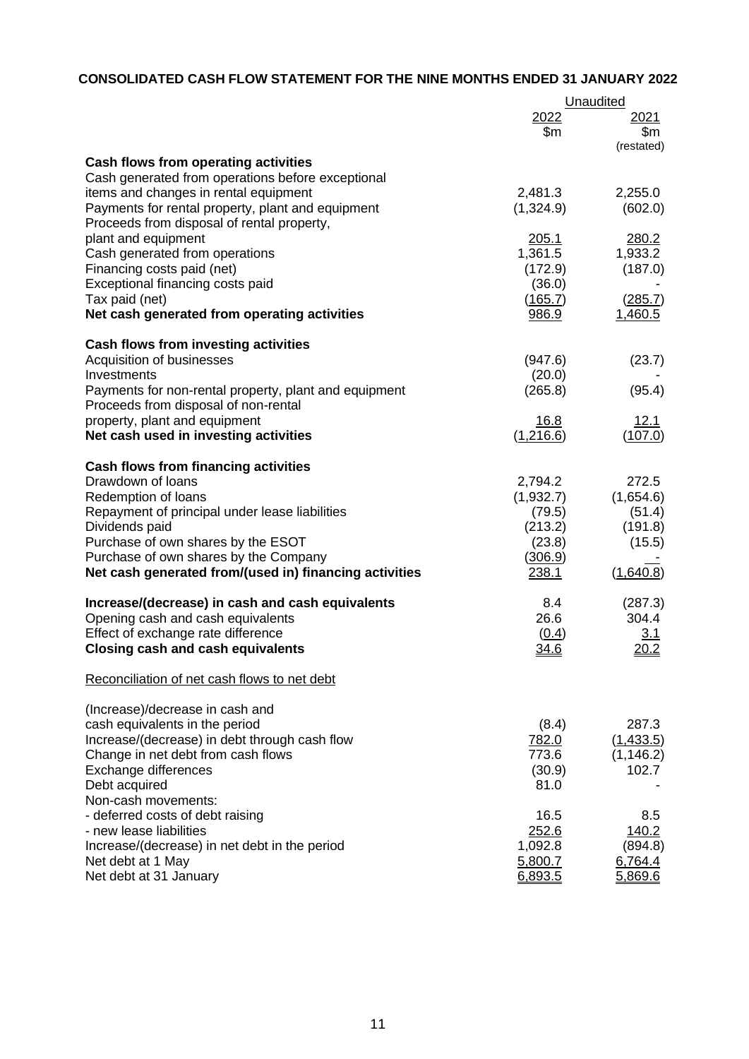## CONSOLIDATED CASH FLOW STATEMENT FOR THE NINE MONTHS ENDED 31 JANUARY 2022

| | Unaudited | |
|---|---|---|
| | 2022 | 2021 |
| | $m | $m |
| | | (restated) |
| **Cash flows from operating activities** | | |
| Cash generated from operations before exceptional items and changes in rental equipment | 2,481.3 | 2,255.0 |
| Payments for rental property, plant and equipment | (1,324.9) | (602.0) |
| Proceeds from disposal of rental property, plant and equipment | 205.1 | 280.2 |
| Cash generated from operations | 1,361.5 | 1,933.2 |
| Financing costs paid (net) | (172.9) | (187.0) |
| Exceptional financing costs paid | (36.0) | - |
| Tax paid (net) | (165.7) | (285.7) |
| **Net cash generated from operating activities** | 986.9 | 1,460.5 |
| | | |
| **Cash flows from investing activities** | | |
| Acquisition of businesses | (947.6) | (23.7) |
| Investments | (20.0) | - |
| Payments for non-rental property, plant and equipment | (265.8) | (95.4) |
| Proceeds from disposal of non-rental property, plant and equipment | 16.8 | 12.1 |
| **Net cash used in investing activities** | (1,216.6) | (107.0) |
| | | |
| **Cash flows from financing activities** | | |
| Drawdown of loans | 2,794.2 | 272.5 |
| Redemption of loans | (1,932.7) | (1,654.6) |
| Repayment of principal under lease liabilities | (79.5) | (51.4) |
| Dividends paid | (213.2) | (191.8) |
| Purchase of own shares by the ESOT | (23.8) | (15.5) |
| Purchase of own shares by the Company | (306.9) | - |
| **Net cash generated from/(used in) financing activities** | 238.1 | (1,640.8) |
| | | |
| **Increase/(decrease) in cash and cash equivalents** | 8.4 | (287.3) |
| Opening cash and cash equivalents | 26.6 | 304.4 |
| Effect of exchange rate difference | (0.4) | 3.1 |
| **Closing cash and cash equivalents** | 34.6 | 20.2 |
| | | |
| Reconciliation of net cash flows to net debt | | |
| | | |
| (Increase)/decrease in cash and cash equivalents in the period | (8.4) | 287.3 |
| Increase/(decrease) in debt through cash flow | 782.0 | (1,433.5) |
| Change in net debt from cash flows | 773.6 | (1,146.2) |
| Exchange differences | (30.9) | 102.7 |
| Debt acquired | 81.0 | - |
| Non-cash movements: | | |
| - deferred costs of debt raising | 16.5 | 8.5 |
| - new lease liabilities | 252.6 | 140.2 |
| Increase/(decrease) in net debt in the period | 1,092.8 | (894.8) |
| Net debt at 1 May | 5,800.7 | 6,764.4 |
| Net debt at 31 January | 6,893.5 | 5,869.6 |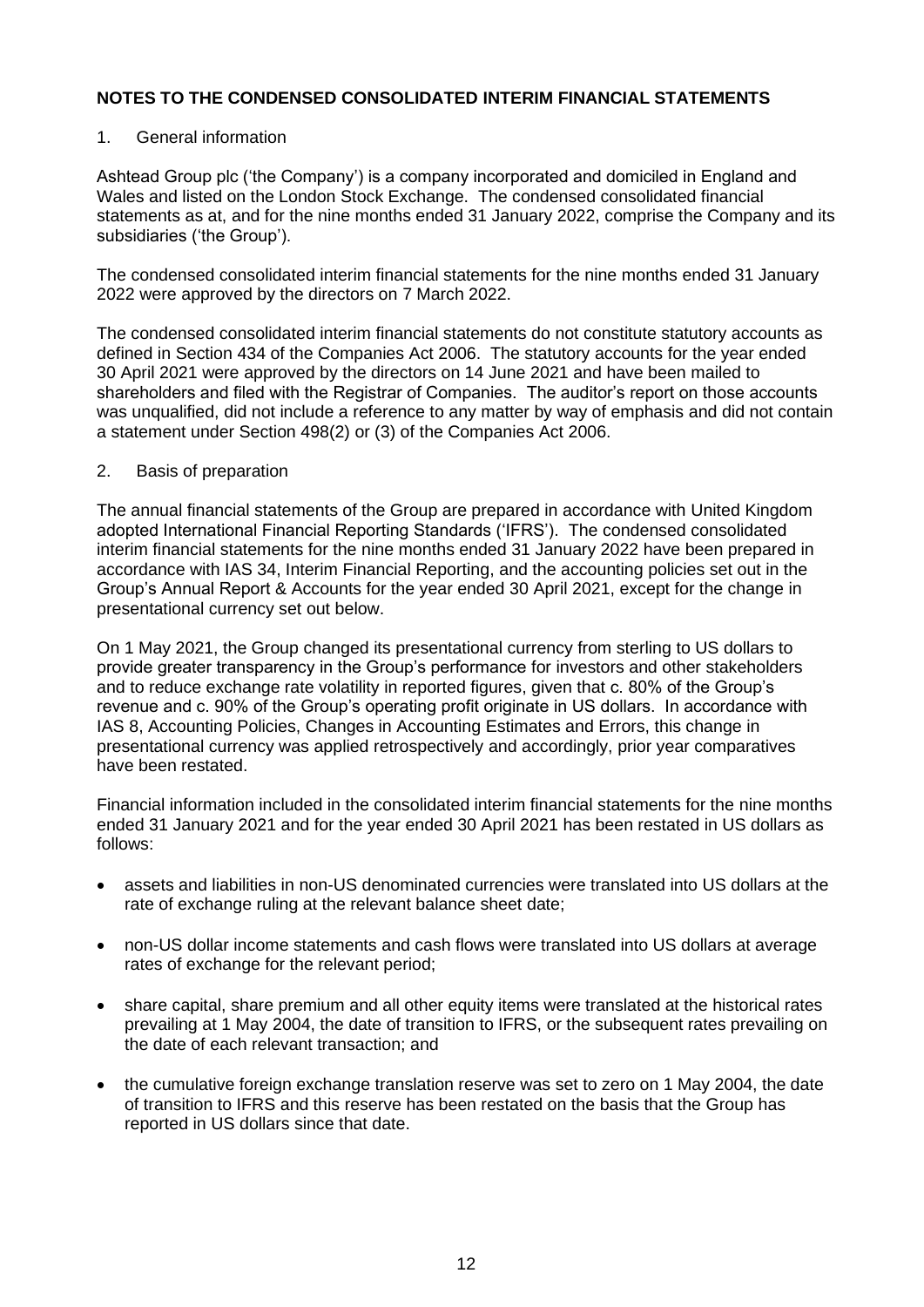## NOTES TO THE CONDENSED CONSOLIDATED INTERIM FINANCIAL STATEMENTS

1. General information

Ashtead Group plc ('the Company') is a company incorporated and domiciled in England and Wales and listed on the London Stock Exchange. The condensed consolidated financial statements as at, and for the nine months ended 31 January 2022, comprise the Company and its subsidiaries ('the Group').

The condensed consolidated interim financial statements for the nine months ended 31 January 2022 were approved by the directors on 7 March 2022.

The condensed consolidated interim financial statements do not constitute statutory accounts as defined in Section 434 of the Companies Act 2006. The statutory accounts for the year ended 30 April 2021 were approved by the directors on 14 June 2021 and have been mailed to shareholders and filed with the Registrar of Companies. The auditor's report on those accounts was unqualified, did not include a reference to any matter by way of emphasis and did not contain a statement under Section 498(2) or (3) of the Companies Act 2006.

2. Basis of preparation

The annual financial statements of the Group are prepared in accordance with United Kingdom adopted International Financial Reporting Standards ('IFRS'). The condensed consolidated interim financial statements for the nine months ended 31 January 2022 have been prepared in accordance with IAS 34, Interim Financial Reporting, and the accounting policies set out in the Group's Annual Report & Accounts for the year ended 30 April 2021, except for the change in presentational currency set out below.

On 1 May 2021, the Group changed its presentational currency from sterling to US dollars to provide greater transparency in the Group's performance for investors and other stakeholders and to reduce exchange rate volatility in reported figures, given that c. 80% of the Group's revenue and c. 90% of the Group's operating profit originate in US dollars. In accordance with IAS 8, Accounting Policies, Changes in Accounting Estimates and Errors, this change in presentational currency was applied retrospectively and accordingly, prior year comparatives have been restated.

Financial information included in the consolidated interim financial statements for the nine months ended 31 January 2021 and for the year ended 30 April 2021 has been restated in US dollars as follows:

- assets and liabilities in non-US denominated currencies were translated into US dollars at the rate of exchange ruling at the relevant balance sheet date;
- non-US dollar income statements and cash flows were translated into US dollars at average rates of exchange for the relevant period;
- share capital, share premium and all other equity items were translated at the historical rates prevailing at 1 May 2004, the date of transition to IFRS, or the subsequent rates prevailing on the date of each relevant transaction; and
- the cumulative foreign exchange translation reserve was set to zero on 1 May 2004, the date of transition to IFRS and this reserve has been restated on the basis that the Group has reported in US dollars since that date.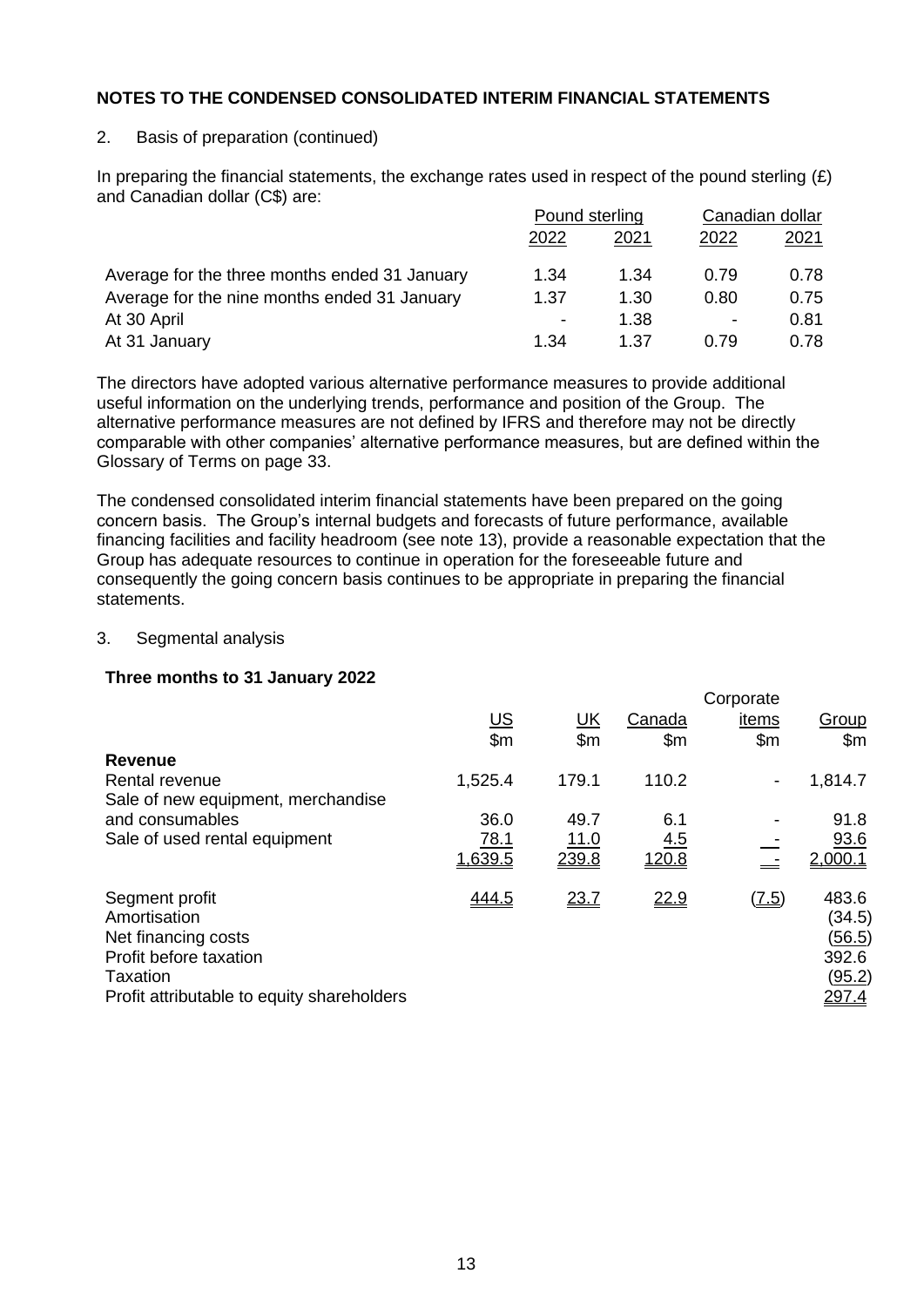## NOTES TO THE CONDENSED CONSOLIDATED INTERIM FINANCIAL STATEMENTS

2. Basis of preparation (continued)

In preparing the financial statements, the exchange rates used in respect of the pound sterling (£) and Canadian dollar (C$) are:

| | Pound sterling | | Canadian dollar | |
|---|---|---|---|---|
| | 2022 | 2021 | 2022 | 2021 |
| Average for the three months ended 31 January | 1.34 | 1.34 | 0.79 | 0.78 |
| Average for the nine months ended 31 January | 1.37 | 1.30 | 0.80 | 0.75 |
| At 30 April | - | 1.38 | - | 0.81 |
| At 31 January | 1.34 | 1.37 | 0.79 | 0.78 |

The directors have adopted various alternative performance measures to provide additional useful information on the underlying trends, performance and position of the Group. The alternative performance measures are not defined by IFRS and therefore may not be directly comparable with other companies' alternative performance measures, but are defined within the Glossary of Terms on page 33.

The condensed consolidated interim financial statements have been prepared on the going concern basis. The Group's internal budgets and forecasts of future performance, available financing facilities and facility headroom (see note 13), provide a reasonable expectation that the Group has adequate resources to continue in operation for the foreseeable future and consequently the going concern basis continues to be appropriate in preparing the financial statements.

3. Segmental analysis

**Three months to 31 January 2022**

| | US | UK | Canada | Corporate items | Group |
|---|---|---|---|---|---|
| | $m | $m | $m | $m | $m |
| **Revenue** | | | | | |
| Rental revenue | 1,525.4 | 179.1 | 110.2 | - | 1,814.7 |
| Sale of new equipment, merchandise and consumables | 36.0 | 49.7 | 6.1 | - | 91.8 |
| Sale of used rental equipment | 78.1 | 11.0 | 4.5 | - | 93.6 |
| | 1,639.5 | 239.8 | 120.8 | - | 2,000.1 |
| Segment profit | 444.5 | 23.7 | 22.9 | (7.5) | 483.6 |
| Amortisation | | | | | (34.5) |
| Net financing costs | | | | | (56.5) |
| Profit before taxation | | | | | 392.6 |
| Taxation | | | | | (95.2) |
| Profit attributable to equity shareholders | | | | | 297.4 |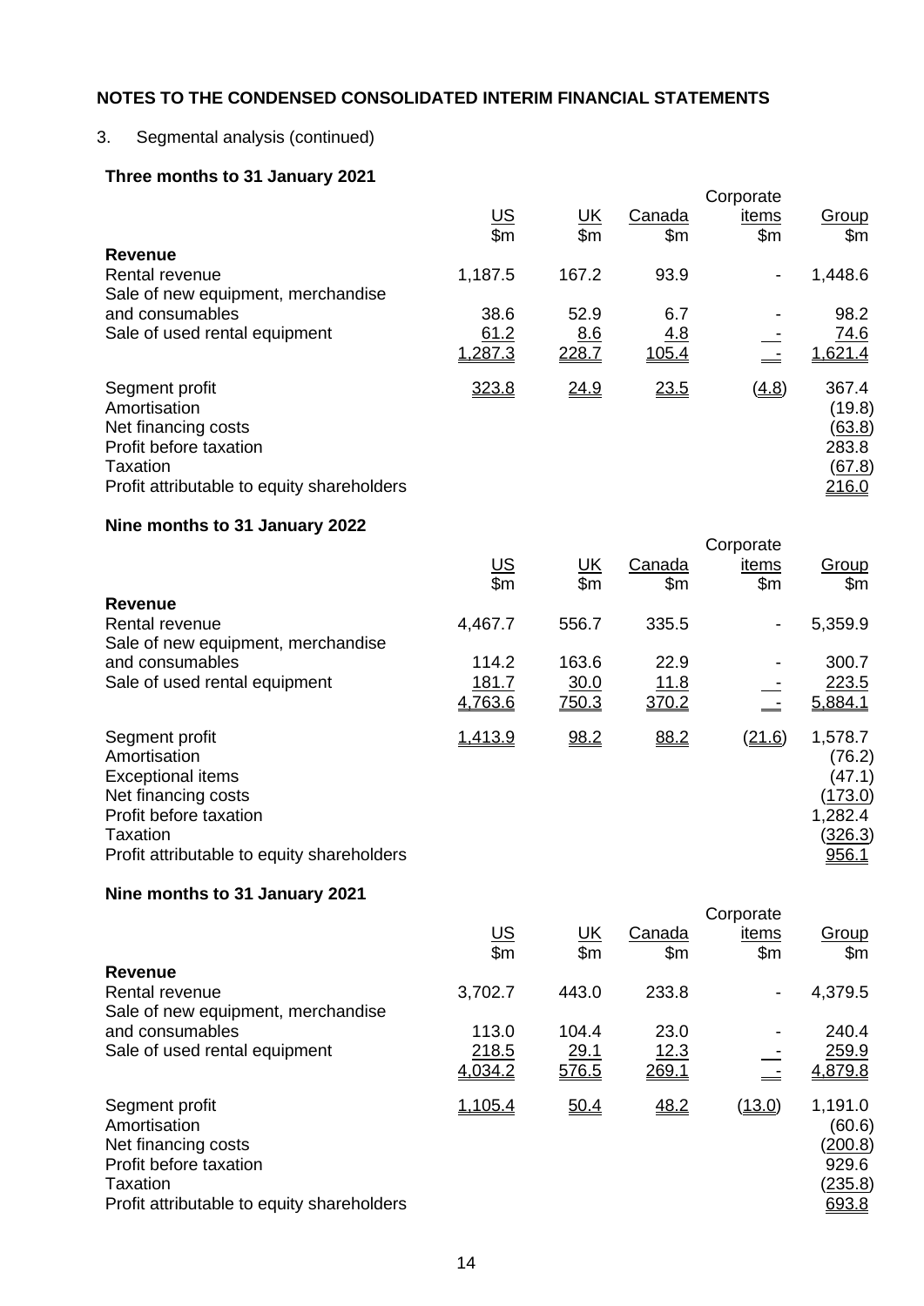## NOTES TO THE CONDENSED CONSOLIDATED INTERIM FINANCIAL STATEMENTS

3. Segmental analysis (continued)

### Three months to 31 January 2021

| | US<br>\$m | UK<br>\$m | Canada<br>\$m | Corporate items<br>\$m | Group<br>\$m |
|---|---|---|---|---|---|
| **Revenue** | | | | | |
| Rental revenue | 1,187.5 | 167.2 | 93.9 | - | 1,448.6 |
| Sale of new equipment, merchandise and consumables | 38.6 | 52.9 | 6.7 | - | 98.2 |
| Sale of used rental equipment | 61.2 | 8.6 | 4.8 | - | 74.6 |
| | 1,287.3 | 228.7 | 105.4 | - | 1,621.4 |
| Segment profit | 323.8 | 24.9 | 23.5 | (4.8) | 367.4 |
| Amortisation | | | | | (19.8) |
| Net financing costs | | | | | (63.8) |
| Profit before taxation | | | | | 283.8 |
| Taxation | | | | | (67.8) |
| Profit attributable to equity shareholders | | | | | 216.0 |

### Nine months to 31 January 2022

| | US<br>\$m | UK<br>\$m | Canada<br>\$m | Corporate items<br>\$m | Group<br>\$m |
|---|---|---|---|---|---|
| **Revenue** | | | | | |
| Rental revenue | 4,467.7 | 556.7 | 335.5 | - | 5,359.9 |
| Sale of new equipment, merchandise and consumables | 114.2 | 163.6 | 22.9 | - | 300.7 |
| Sale of used rental equipment | 181.7 | 30.0 | 11.8 | - | 223.5 |
| | 4,763.6 | 750.3 | 370.2 | - | 5,884.1 |
| Segment profit | 1,413.9 | 98.2 | 88.2 | (21.6) | 1,578.7 |
| Amortisation | | | | | (76.2) |
| Exceptional items | | | | | (47.1) |
| Net financing costs | | | | | (173.0) |
| Profit before taxation | | | | | 1,282.4 |
| Taxation | | | | | (326.3) |
| Profit attributable to equity shareholders | | | | | 956.1 |

### Nine months to 31 January 2021

| | US<br>\$m | UK<br>\$m | Canada<br>\$m | Corporate items<br>\$m | Group<br>\$m |
|---|---|---|---|---|---|
| **Revenue** | | | | | |
| Rental revenue | 3,702.7 | 443.0 | 233.8 | - | 4,379.5 |
| Sale of new equipment, merchandise and consumables | 113.0 | 104.4 | 23.0 | - | 240.4 |
| Sale of used rental equipment | 218.5 | 29.1 | 12.3 | - | 259.9 |
| | 4,034.2 | 576.5 | 269.1 | - | 4,879.8 |
| Segment profit | 1,105.4 | 50.4 | 48.2 | (13.0) | 1,191.0 |
| Amortisation | | | | | (60.6) |
| Net financing costs | | | | | (200.8) |
| Profit before taxation | | | | | 929.6 |
| Taxation | | | | | (235.8) |
| Profit attributable to equity shareholders | | | | | 693.8 |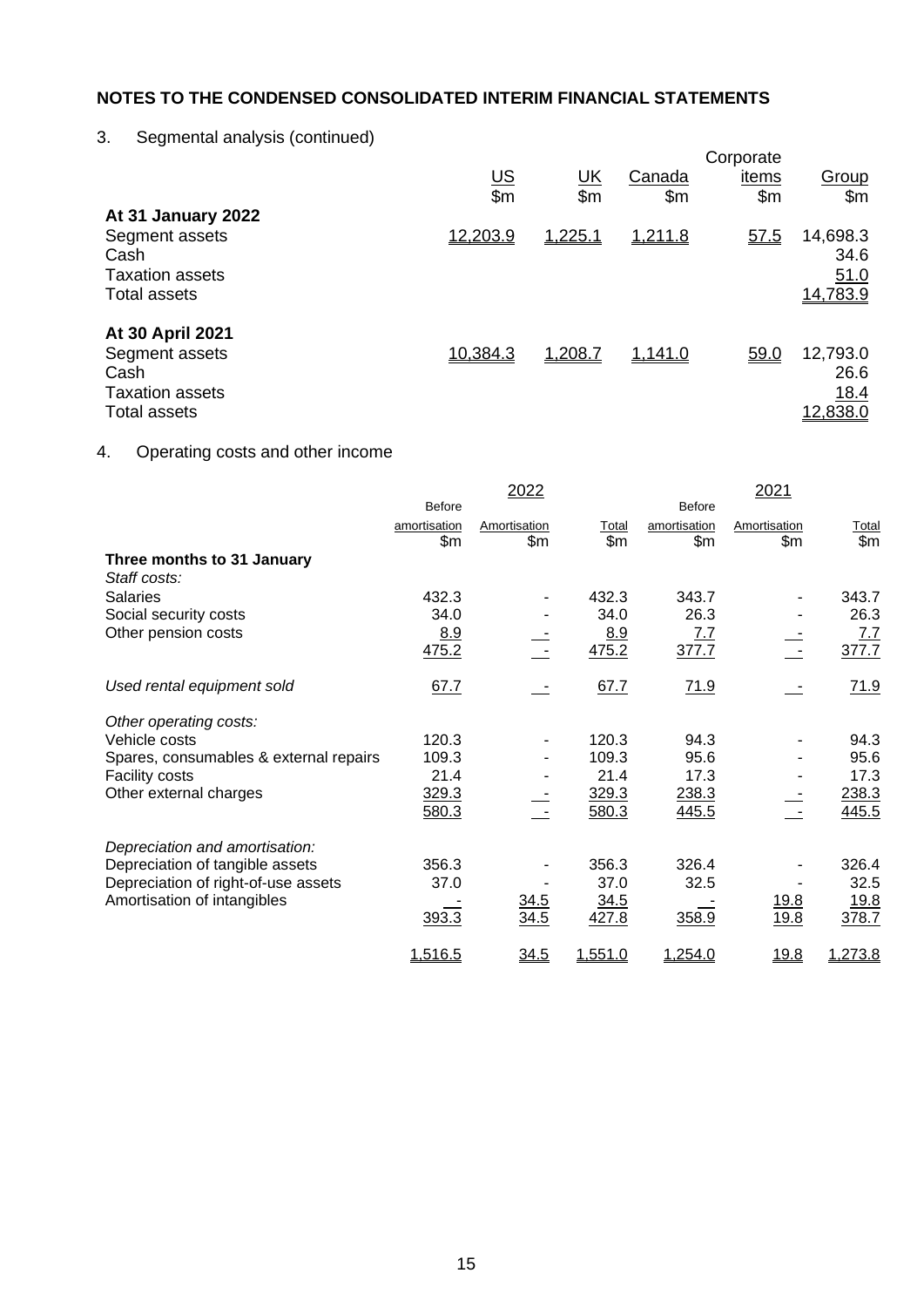## NOTES TO THE CONDENSED CONSOLIDATED INTERIM FINANCIAL STATEMENTS

3. Segmental analysis (continued)

| | US | UK | Canada | Corporate items | Group |
|---|---|---|---|---|---|
| | $m | $m | $m | $m | $m |
| **At 31 January 2022** | | | | | |
| Segment assets | 12,203.9 | 1,225.1 | 1,211.8 | 57.5 | 14,698.3 |
| Cash | | | | | 34.6 |
| Taxation assets | | | | | 51.0 |
| Total assets | | | | | 14,783.9 |
| **At 30 April 2021** | | | | | |
| Segment assets | 10,384.3 | 1,208.7 | 1,141.0 | 59.0 | 12,793.0 |
| Cash | | | | | 26.6 |
| Taxation assets | | | | | 18.4 |
| Total assets | | | | | 12,838.0 |

4. Operating costs and other income

| | 2022 | | | 2021 | | |
|---|---|---|---|---|---|---|
| | Before amortisation | Amortisation | Total | Before amortisation | Amortisation | Total |
| | $m | $m | $m | $m | $m | $m |
| **Three months to 31 January** | | | | | | |
| *Staff costs:* | | | | | | |
| Salaries | 432.3 | - | 432.3 | 343.7 | - | 343.7 |
| Social security costs | 34.0 | - | 34.0 | 26.3 | - | 26.3 |
| Other pension costs | 8.9 | - | 8.9 | 7.7 | - | 7.7 |
| | 475.2 | - | 475.2 | 377.7 | - | 377.7 |
| *Used rental equipment sold* | 67.7 | - | 67.7 | 71.9 | - | 71.9 |
| *Other operating costs:* | | | | | | |
| Vehicle costs | 120.3 | - | 120.3 | 94.3 | - | 94.3 |
| Spares, consumables & external repairs | 109.3 | - | 109.3 | 95.6 | - | 95.6 |
| Facility costs | 21.4 | - | 21.4 | 17.3 | - | 17.3 |
| Other external charges | 329.3 | - | 329.3 | 238.3 | - | 238.3 |
| | 580.3 | - | 580.3 | 445.5 | - | 445.5 |
| *Depreciation and amortisation:* | | | | | | |
| Depreciation of tangible assets | 356.3 | - | 356.3 | 326.4 | - | 326.4 |
| Depreciation of right-of-use assets | 37.0 | - | 37.0 | 32.5 | - | 32.5 |
| Amortisation of intangibles | - | 34.5 | 34.5 | - | 19.8 | 19.8 |
| | 393.3 | 34.5 | 427.8 | 358.9 | 19.8 | 378.7 |
| | 1,516.5 | 34.5 | 1,551.0 | 1,254.0 | 19.8 | 1,273.8 |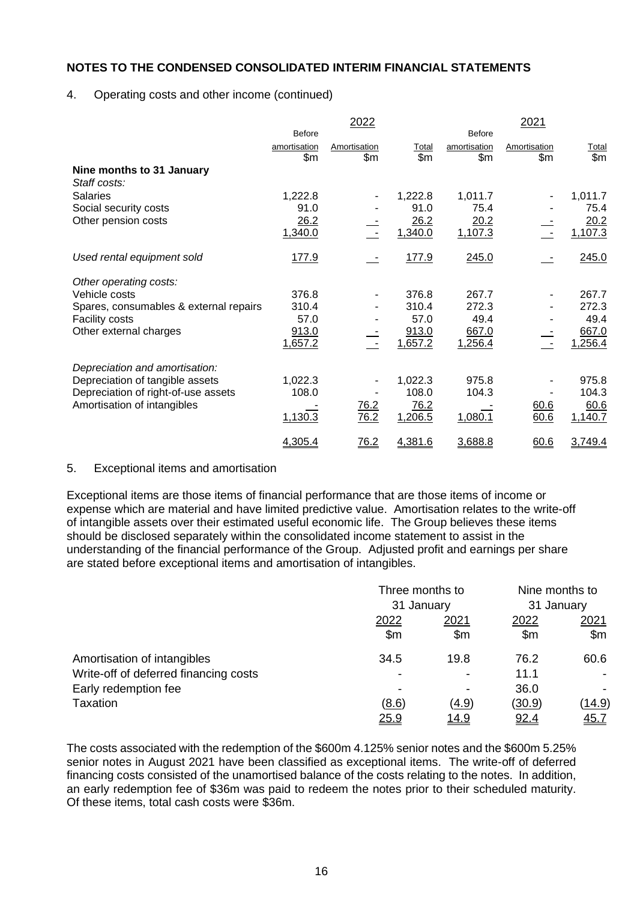## NOTES TO THE CONDENSED CONSOLIDATED INTERIM FINANCIAL STATEMENTS

4. Operating costs and other income (continued)

| | 2022 | | | 2021 | | |
|---|---|---|---|---|---|---|
| | Before amortisation | Amortisation | Total | Before amortisation | Amortisation | Total |
| | $m | $m | $m | $m | $m | $m |
| **Nine months to 31 January** | | | | | | |
| *Staff costs:* | | | | | | |
| Salaries | 1,222.8 | - | 1,222.8 | 1,011.7 | - | 1,011.7 |
| Social security costs | 91.0 | - | 91.0 | 75.4 | - | 75.4 |
| Other pension costs | 26.2 | - | 26.2 | 20.2 | - | 20.2 |
| | 1,340.0 | - | 1,340.0 | 1,107.3 | - | 1,107.3 |
| *Used rental equipment sold* | 177.9 | - | 177.9 | 245.0 | - | 245.0 |
| *Other operating costs:* | | | | | | |
| Vehicle costs | 376.8 | - | 376.8 | 267.7 | - | 267.7 |
| Spares, consumables & external repairs | 310.4 | - | 310.4 | 272.3 | - | 272.3 |
| Facility costs | 57.0 | - | 57.0 | 49.4 | - | 49.4 |
| Other external charges | 913.0 | - | 913.0 | 667.0 | - | 667.0 |
| | 1,657.2 | - | 1,657.2 | 1,256.4 | - | 1,256.4 |
| *Depreciation and amortisation:* | | | | | | |
| Depreciation of tangible assets | 1,022.3 | - | 1,022.3 | 975.8 | - | 975.8 |
| Depreciation of right-of-use assets | 108.0 | - | 108.0 | 104.3 | - | 104.3 |
| Amortisation of intangibles | - | 76.2 | 76.2 | - | 60.6 | 60.6 |
| | 1,130.3 | 76.2 | 1,206.5 | 1,080.1 | 60.6 | 1,140.7 |
| | 4,305.4 | 76.2 | 4,381.6 | 3,688.8 | 60.6 | 3,749.4 |

5. Exceptional items and amortisation

Exceptional items are those items of financial performance that are those items of income or expense which are material and have limited predictive value. Amortisation relates to the write-off of intangible assets over their estimated useful economic life. The Group believes these items should be disclosed separately within the consolidated income statement to assist in the understanding of the financial performance of the Group. Adjusted profit and earnings per share are stated before exceptional items and amortisation of intangibles.

| | Three months to 31 January | | Nine months to 31 January | |
|---|---|---|---|---|
| | 2022 | 2021 | 2022 | 2021 |
| | $m | $m | $m | $m |
| Amortisation of intangibles | 34.5 | 19.8 | 76.2 | 60.6 |
| Write-off of deferred financing costs | - | - | 11.1 | - |
| Early redemption fee | - | - | 36.0 | - |
| Taxation | (8.6) | (4.9) | (30.9) | (14.9) |
| | 25.9 | 14.9 | 92.4 | 45.7 |

The costs associated with the redemption of the $600m 4.125% senior notes and the $600m 5.25% senior notes in August 2021 have been classified as exceptional items. The write-off of deferred financing costs consisted of the unamortised balance of the costs relating to the notes. In addition, an early redemption fee of $36m was paid to redeem the notes prior to their scheduled maturity. Of these items, total cash costs were $36m.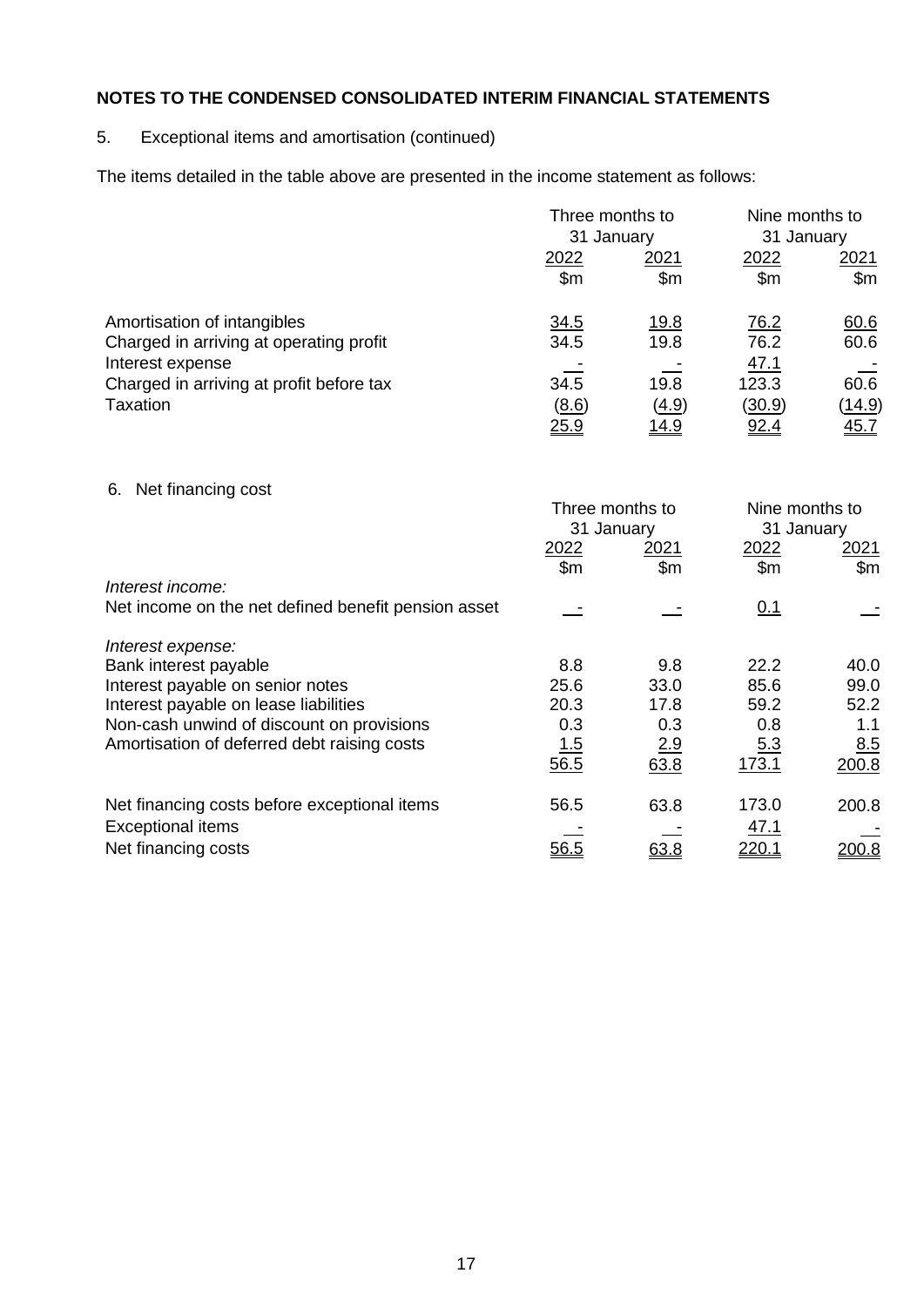## NOTES TO THE CONDENSED CONSOLIDATED INTERIM FINANCIAL STATEMENTS

5. Exceptional items and amortisation (continued)

The items detailed in the table above are presented in the income statement as follows:

| | Three months to 31 January | | Nine months to 31 January | |
|---|---|---|---|---|
| | 2022 | 2021 | 2022 | 2021 |
| | $m | $m | $m | $m |
| Amortisation of intangibles | 34.5 | 19.8 | 76.2 | 60.6 |
| Charged in arriving at operating profit | 34.5 | 19.8 | 76.2 | 60.6 |
| Interest expense | - | - | 47.1 | - |
| Charged in arriving at profit before tax | 34.5 | 19.8 | 123.3 | 60.6 |
| Taxation | (8.6) | (4.9) | (30.9) | (14.9) |
| | 25.9 | 14.9 | 92.4 | 45.7 |

6. Net financing cost

| | Three months to 31 January | | Nine months to 31 January | |
|---|---|---|---|---|
| | 2022 | 2021 | 2022 | 2021 |
| | $m | $m | $m | $m |
| *Interest income:* | | | | |
| Net income on the net defined benefit pension asset | - | - | 0.1 | - |
| *Interest expense:* | | | | |
| Bank interest payable | 8.8 | 9.8 | 22.2 | 40.0 |
| Interest payable on senior notes | 25.6 | 33.0 | 85.6 | 99.0 |
| Interest payable on lease liabilities | 20.3 | 17.8 | 59.2 | 52.2 |
| Non-cash unwind of discount on provisions | 0.3 | 0.3 | 0.8 | 1.1 |
| Amortisation of deferred debt raising costs | 1.5 | 2.9 | 5.3 | 8.5 |
| | 56.5 | 63.8 | 173.1 | 200.8 |
| Net financing costs before exceptional items | 56.5 | 63.8 | 173.0 | 200.8 |
| Exceptional items | - | - | 47.1 | - |
| Net financing costs | 56.5 | 63.8 | 220.1 | 200.8 |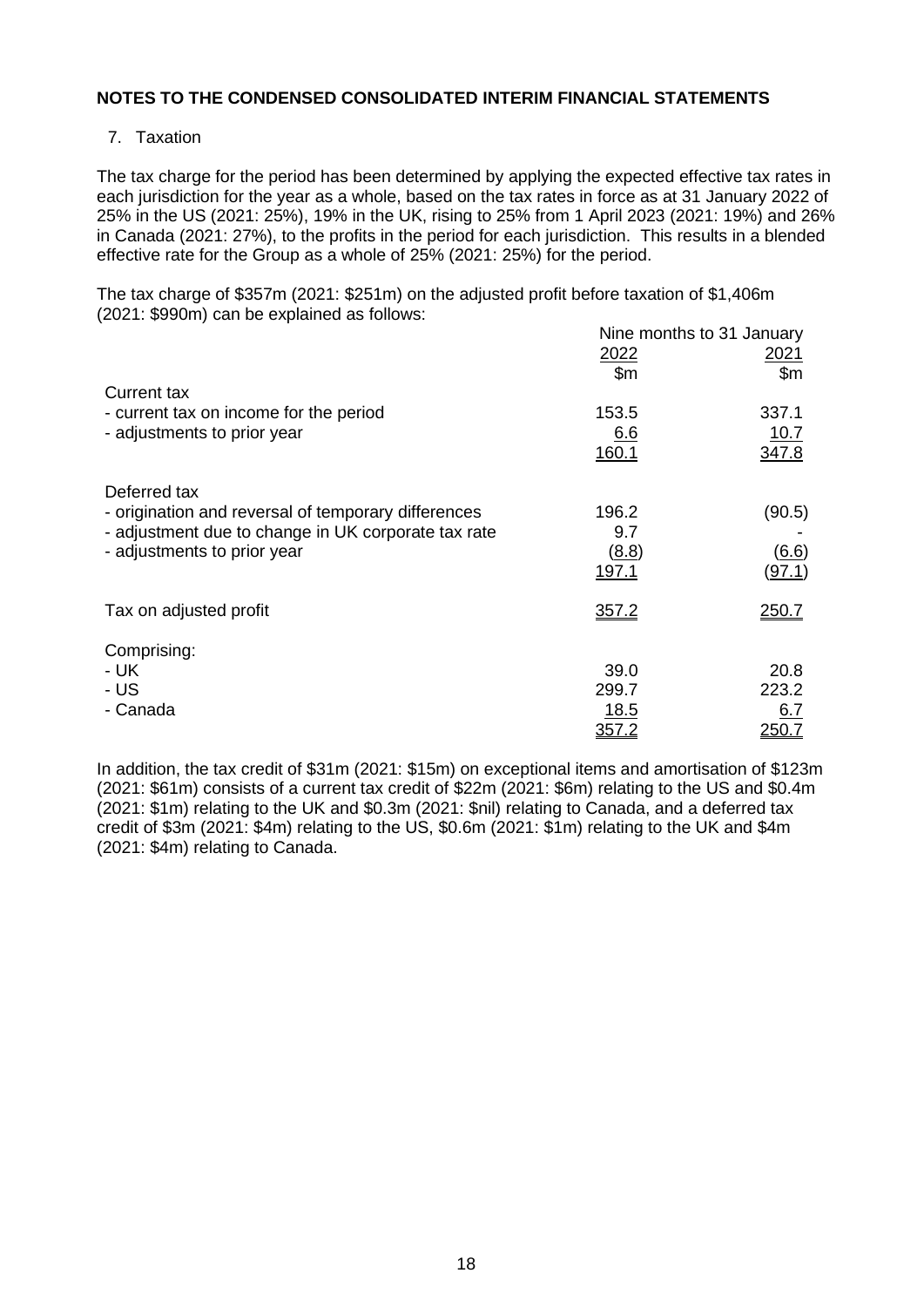**NOTES TO THE CONDENSED CONSOLIDATED INTERIM FINANCIAL STATEMENTS**

7. Taxation

The tax charge for the period has been determined by applying the expected effective tax rates in each jurisdiction for the year as a whole, based on the tax rates in force as at 31 January 2022 of 25% in the US (2021: 25%), 19% in the UK, rising to 25% from 1 April 2023 (2021: 19%) and 26% in Canada (2021: 27%), to the profits in the period for each jurisdiction. This results in a blended effective rate for the Group as a whole of 25% (2021: 25%) for the period.

The tax charge of \$357m (2021: \$251m) on the adjusted profit before taxation of \$1,406m (2021: \$990m) can be explained as follows:

| | Nine months to 31 January | |
|---|---|---|
| | 2022 | 2021 |
| | \$m | \$m |
| Current tax | | |
| - current tax on income for the period | 153.5 | 337.1 |
| - adjustments to prior year | 6.6 | 10.7 |
| | 160.1 | 347.8 |
| Deferred tax | | |
| - origination and reversal of temporary differences | 196.2 | (90.5) |
| - adjustment due to change in UK corporate tax rate | 9.7 | - |
| - adjustments to prior year | (8.8) | (6.6) |
| | 197.1 | (97.1) |
| Tax on adjusted profit | 357.2 | 250.7 |
| Comprising: | | |
| - UK | 39.0 | 20.8 |
| - US | 299.7 | 223.2 |
| - Canada | 18.5 | 6.7 |
| | 357.2 | 250.7 |

In addition, the tax credit of \$31m (2021: \$15m) on exceptional items and amortisation of \$123m (2021: \$61m) consists of a current tax credit of \$22m (2021: \$6m) relating to the US and \$0.4m (2021: \$1m) relating to the UK and \$0.3m (2021: \$nil) relating to Canada, and a deferred tax credit of \$3m (2021: \$4m) relating to the US, \$0.6m (2021: \$1m) relating to the UK and \$4m (2021: \$4m) relating to Canada.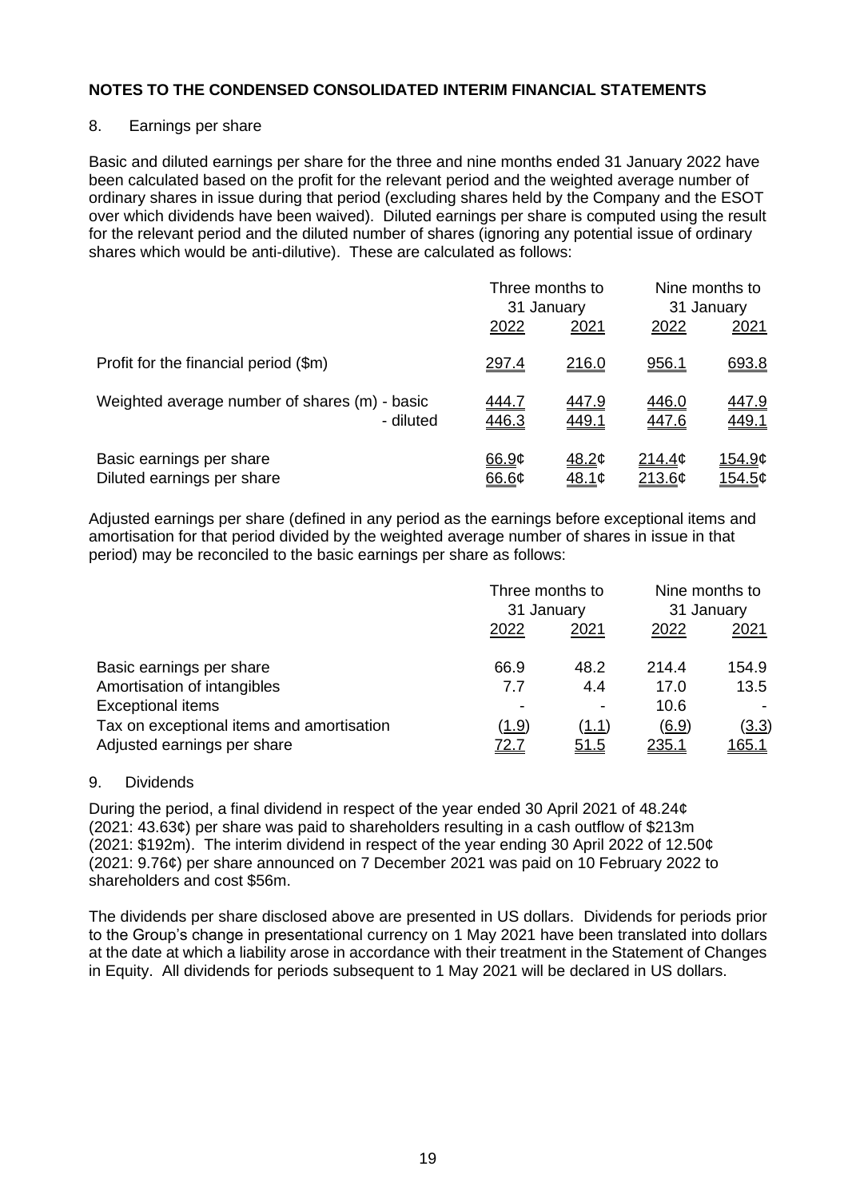## NOTES TO THE CONDENSED CONSOLIDATED INTERIM FINANCIAL STATEMENTS

### 8. Earnings per share

Basic and diluted earnings per share for the three and nine months ended 31 January 2022 have been calculated based on the profit for the relevant period and the weighted average number of ordinary shares in issue during that period (excluding shares held by the Company and the ESOT over which dividends have been waived). Diluted earnings per share is computed using the result for the relevant period and the diluted number of shares (ignoring any potential issue of ordinary shares which would be anti-dilutive). These are calculated as follows:

| | Three months to 31 January | | Nine months to 31 January | |
|---|---|---|---|---|
| | 2022 | 2021 | 2022 | 2021 |
| Profit for the financial period ($m) | 297.4 | 216.0 | 956.1 | 693.8 |
| Weighted average number of shares (m) - basic | 444.7 | 447.9 | 446.0 | 447.9 |
| - diluted | 446.3 | 449.1 | 447.6 | 449.1 |
| Basic earnings per share | 66.9¢ | 48.2¢ | 214.4¢ | 154.9¢ |
| Diluted earnings per share | 66.6¢ | 48.1¢ | 213.6¢ | 154.5¢ |

Adjusted earnings per share (defined in any period as the earnings before exceptional items and amortisation for that period divided by the weighted average number of shares in issue in that period) may be reconciled to the basic earnings per share as follows:

| | Three months to 31 January | | Nine months to 31 January | |
|---|---|---|---|---|
| | 2022 | 2021 | 2022 | 2021 |
| Basic earnings per share | 66.9 | 48.2 | 214.4 | 154.9 |
| Amortisation of intangibles | 7.7 | 4.4 | 17.0 | 13.5 |
| Exceptional items | - | - | 10.6 | - |
| Tax on exceptional items and amortisation | (1.9) | (1.1) | (6.9) | (3.3) |
| Adjusted earnings per share | 72.7 | 51.5 | 235.1 | 165.1 |

### 9. Dividends

During the period, a final dividend in respect of the year ended 30 April 2021 of 48.24¢ (2021: 43.63¢) per share was paid to shareholders resulting in a cash outflow of $213m (2021: $192m). The interim dividend in respect of the year ending 30 April 2022 of 12.50¢ (2021: 9.76¢) per share announced on 7 December 2021 was paid on 10 February 2022 to shareholders and cost $56m.

The dividends per share disclosed above are presented in US dollars. Dividends for periods prior to the Group's change in presentational currency on 1 May 2021 have been translated into dollars at the date at which a liability arose in accordance with their treatment in the Statement of Changes in Equity. All dividends for periods subsequent to 1 May 2021 will be declared in US dollars.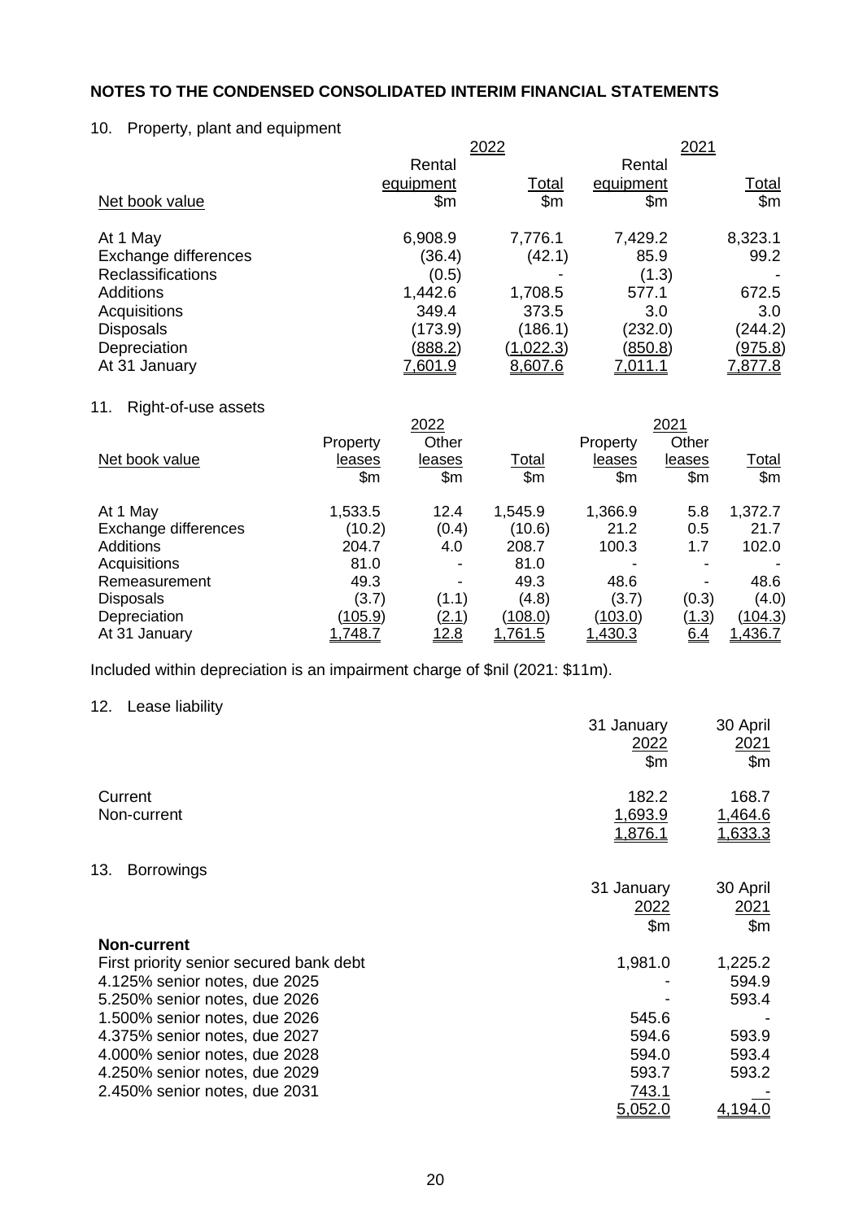## NOTES TO THE CONDENSED CONSOLIDATED INTERIM FINANCIAL STATEMENTS

10. Property, plant and equipment

| | 2022 | | 2021 | |
|---|---|---|---|---|
| | Rental equipment | Total | Rental equipment | Total |
| Net book value | $m | $m | $m | $m |
| At 1 May | 6,908.9 | 7,776.1 | 7,429.2 | 8,323.1 |
| Exchange differences | (36.4) | (42.1) | 85.9 | 99.2 |
| Reclassifications | (0.5) | - | (1.3) | - |
| Additions | 1,442.6 | 1,708.5 | 577.1 | 672.5 |
| Acquisitions | 349.4 | 373.5 | 3.0 | 3.0 |
| Disposals | (173.9) | (186.1) | (232.0) | (244.2) |
| Depreciation | (888.2) | (1,022.3) | (850.8) | (975.8) |
| At 31 January | 7,601.9 | 8,607.6 | 7,011.1 | 7,877.8 |

11. Right-of-use assets

| | 2022 | | | 2021 | | |
|---|---|---|---|---|---|---|
| | Property leases | Other leases | Total | Property leases | Other leases | Total |
| Net book value | $m | $m | $m | $m | $m | $m |
| At 1 May | 1,533.5 | 12.4 | 1,545.9 | 1,366.9 | 5.8 | 1,372.7 |
| Exchange differences | (10.2) | (0.4) | (10.6) | 21.2 | 0.5 | 21.7 |
| Additions | 204.7 | 4.0 | 208.7 | 100.3 | 1.7 | 102.0 |
| Acquisitions | 81.0 | - | 81.0 | - | - | - |
| Remeasurement | 49.3 | - | 49.3 | 48.6 | - | 48.6 |
| Disposals | (3.7) | (1.1) | (4.8) | (3.7) | (0.3) | (4.0) |
| Depreciation | (105.9) | (2.1) | (108.0) | (103.0) | (1.3) | (104.3) |
| At 31 January | 1,748.7 | 12.8 | 1,761.5 | 1,430.3 | 6.4 | 1,436.7 |

Included within depreciation is an impairment charge of $nil (2021: $11m).

12. Lease liability

| | 31 January 2022 | 30 April 2021 |
|---|---|---|
| | $m | $m |
| Current | 182.2 | 168.7 |
| Non-current | 1,693.9 | 1,464.6 |
| | 1,876.1 | 1,633.3 |

13. Borrowings

| | 31 January 2022 | 30 April 2021 |
|---|---|---|
| | $m | $m |
| **Non-current** | | |
| First priority senior secured bank debt | 1,981.0 | 1,225.2 |
| 4.125% senior notes, due 2025 | - | 594.9 |
| 5.250% senior notes, due 2026 | - | 593.4 |
| 1.500% senior notes, due 2026 | 545.6 | - |
| 4.375% senior notes, due 2027 | 594.6 | 593.9 |
| 4.000% senior notes, due 2028 | 594.0 | 593.4 |
| 4.250% senior notes, due 2029 | 593.7 | 593.2 |
| 2.450% senior notes, due 2031 | 743.1 | - |
| | 5,052.0 | 4,194.0 |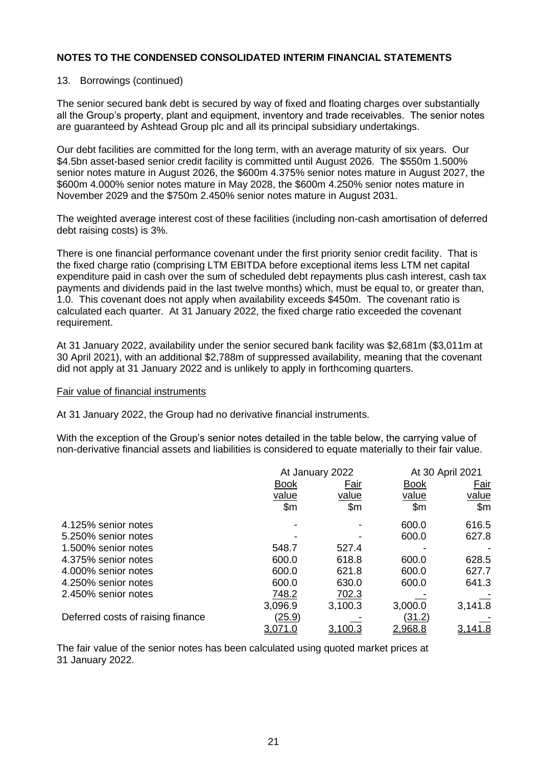## NOTES TO THE CONDENSED CONSOLIDATED INTERIM FINANCIAL STATEMENTS

13. Borrowings (continued)

The senior secured bank debt is secured by way of fixed and floating charges over substantially all the Group's property, plant and equipment, inventory and trade receivables. The senior notes are guaranteed by Ashtead Group plc and all its principal subsidiary undertakings.

Our debt facilities are committed for the long term, with an average maturity of six years. Our $4.5bn asset-based senior credit facility is committed until August 2026. The $550m 1.500% senior notes mature in August 2026, the $600m 4.375% senior notes mature in August 2027, the $600m 4.000% senior notes mature in May 2028, the $600m 4.250% senior notes mature in November 2029 and the $750m 2.450% senior notes mature in August 2031.

The weighted average interest cost of these facilities (including non-cash amortisation of deferred debt raising costs) is 3%.

There is one financial performance covenant under the first priority senior credit facility. That is the fixed charge ratio (comprising LTM EBITDA before exceptional items less LTM net capital expenditure paid in cash over the sum of scheduled debt repayments plus cash interest, cash tax payments and dividends paid in the last twelve months) which, must be equal to, or greater than, 1.0. This covenant does not apply when availability exceeds $450m. The covenant ratio is calculated each quarter. At 31 January 2022, the fixed charge ratio exceeded the covenant requirement.

At 31 January 2022, availability under the senior secured bank facility was $2,681m ($3,011m at 30 April 2021), with an additional $2,788m of suppressed availability, meaning that the covenant did not apply at 31 January 2022 and is unlikely to apply in forthcoming quarters.

Fair value of financial instruments

At 31 January 2022, the Group had no derivative financial instruments.

With the exception of the Group's senior notes detailed in the table below, the carrying value of non-derivative financial assets and liabilities is considered to equate materially to their fair value.

| | At January 2022 | | At 30 April 2021 | |
|---|---|---|---|---|
| | Book value $m | Fair value $m | Book value $m | Fair value $m |
| 4.125% senior notes | - | - | 600.0 | 616.5 |
| 5.250% senior notes | - | - | 600.0 | 627.8 |
| 1.500% senior notes | 548.7 | 527.4 | - | - |
| 4.375% senior notes | 600.0 | 618.8 | 600.0 | 628.5 |
| 4.000% senior notes | 600.0 | 621.8 | 600.0 | 627.7 |
| 4.250% senior notes | 600.0 | 630.0 | 600.0 | 641.3 |
| 2.450% senior notes | 748.2 | 702.3 | - | - |
| | 3,096.9 | 3,100.3 | 3,000.0 | 3,141.8 |
| Deferred costs of raising finance | (25.9) | - | (31.2) | - |
| | 3,071.0 | 3,100.3 | 2,968.8 | 3,141.8 |

The fair value of the senior notes has been calculated using quoted market prices at 31 January 2022.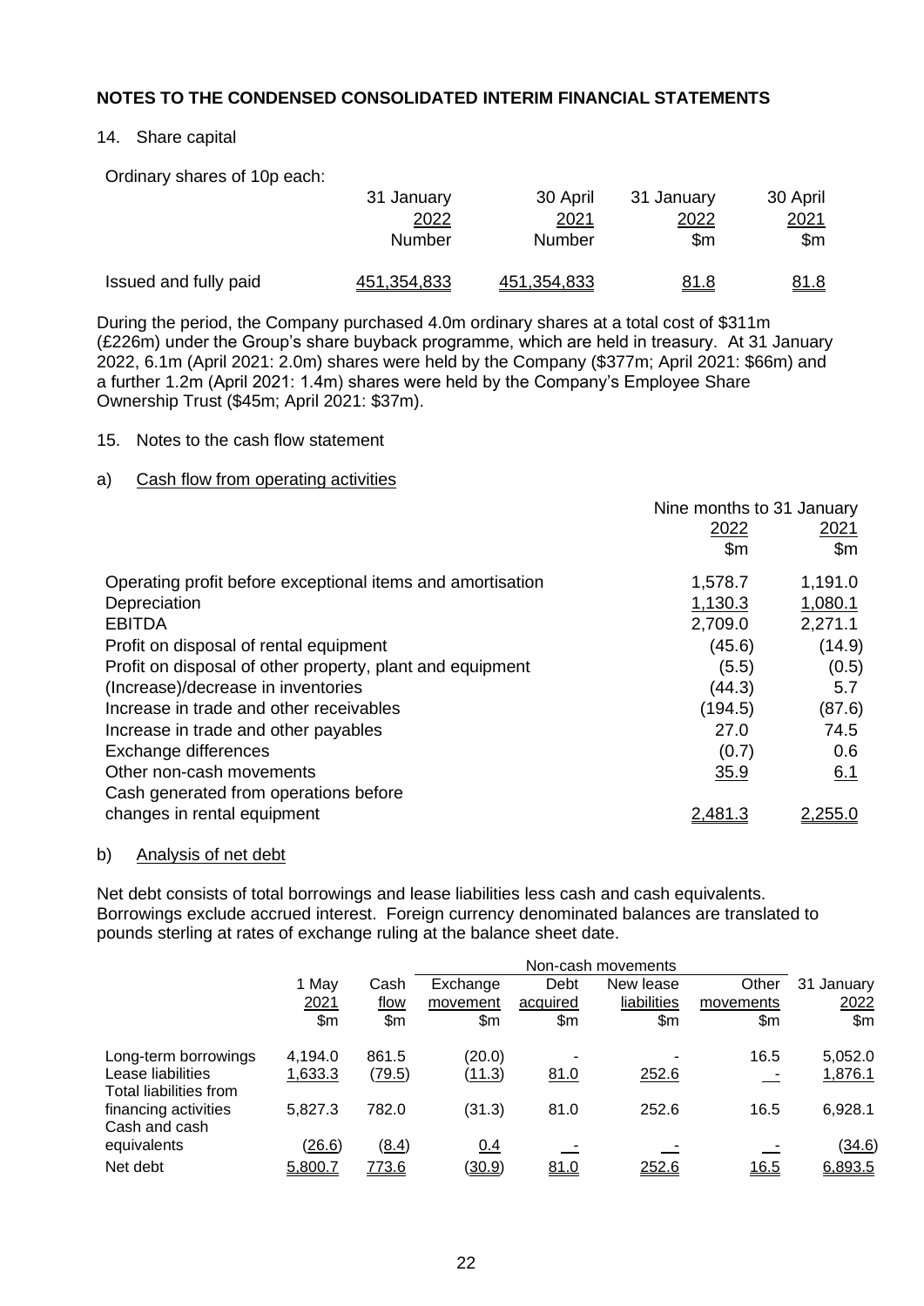## NOTES TO THE CONDENSED CONSOLIDATED INTERIM FINANCIAL STATEMENTS

### 14. Share capital

Ordinary shares of 10p each:

| | 31 January 2022 Number | 30 April 2021 Number | 31 January 2022 $m | 30 April 2021 $m |
|---|---|---|---|---|
| Issued and fully paid | 451,354,833 | 451,354,833 | 81.8 | 81.8 |

During the period, the Company purchased 4.0m ordinary shares at a total cost of $311m (£226m) under the Group's share buyback programme, which are held in treasury. At 31 January 2022, 6.1m (April 2021: 2.0m) shares were held by the Company ($377m; April 2021: $66m) and a further 1.2m (April 2021: 1.4m) shares were held by the Company's Employee Share Ownership Trust ($45m; April 2021: $37m).

### 15. Notes to the cash flow statement

#### a) Cash flow from operating activities

| | Nine months to 31 January 2022 $m | Nine months to 31 January 2021 $m |
|---|---|---|
| Operating profit before exceptional items and amortisation | 1,578.7 | 1,191.0 |
| Depreciation | 1,130.3 | 1,080.1 |
| EBITDA | 2,709.0 | 2,271.1 |
| Profit on disposal of rental equipment | (45.6) | (14.9) |
| Profit on disposal of other property, plant and equipment | (5.5) | (0.5) |
| (Increase)/decrease in inventories | (44.3) | 5.7 |
| Increase in trade and other receivables | (194.5) | (87.6) |
| Increase in trade and other payables | 27.0 | 74.5 |
| Exchange differences | (0.7) | 0.6 |
| Other non-cash movements | 35.9 | 6.1 |
| Cash generated from operations before changes in rental equipment | 2,481.3 | 2,255.0 |

#### b) Analysis of net debt

Net debt consists of total borrowings and lease liabilities less cash and cash equivalents. Borrowings exclude accrued interest. Foreign currency denominated balances are translated to pounds sterling at rates of exchange ruling at the balance sheet date.

| | 1 May 2021 $m | Cash flow $m | Non-cash movements: Exchange movement $m | Non-cash movements: Debt acquired $m | Non-cash movements: New lease liabilities $m | Non-cash movements: Other movements $m | 31 January 2022 $m |
|---|---|---|---|---|---|---|---|
| Long-term borrowings | 4,194.0 | 861.5 | (20.0) | - | - | 16.5 | 5,052.0 |
| Lease liabilities | 1,633.3 | (79.5) | (11.3) | 81.0 | 252.6 | - | 1,876.1 |
| Total liabilities from financing activities | 5,827.3 | 782.0 | (31.3) | 81.0 | 252.6 | 16.5 | 6,928.1 |
| Cash and cash equivalents | (26.6) | (8.4) | 0.4 | - | - | - | (34.6) |
| Net debt | 5,800.7 | 773.6 | (30.9) | 81.0 | 252.6 | 16.5 | 6,893.5 |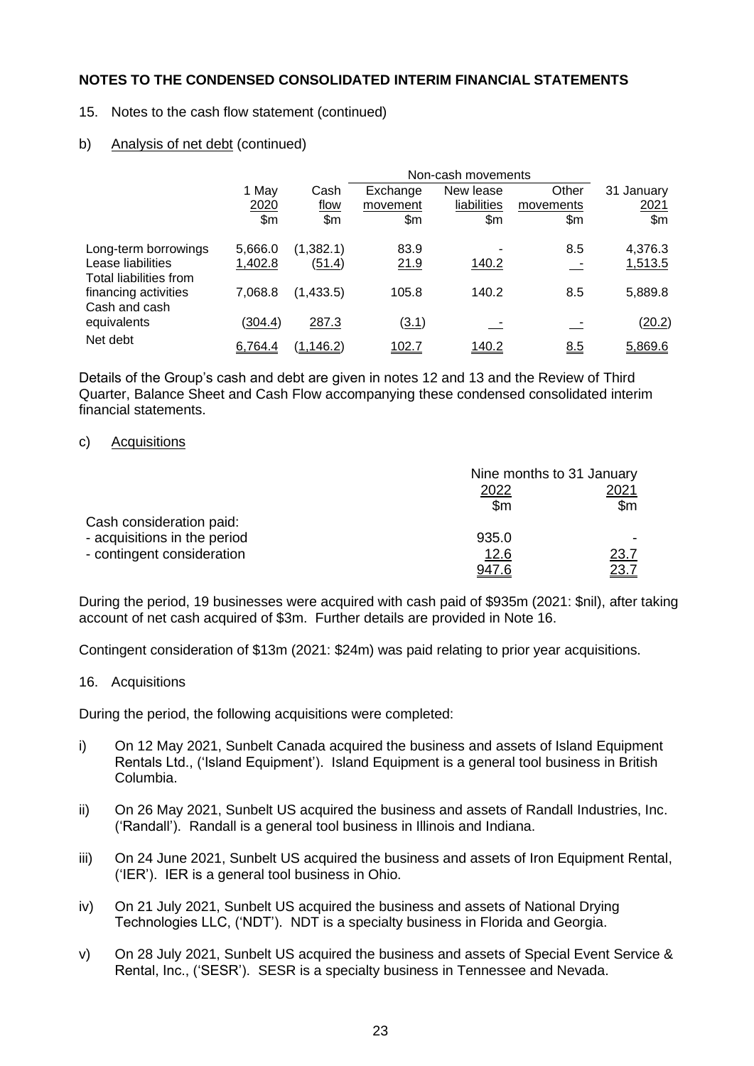## NOTES TO THE CONDENSED CONSOLIDATED INTERIM FINANCIAL STATEMENTS

15. Notes to the cash flow statement (continued)

b) Analysis of net debt (continued)

| | 1 May 2020 $m | Cash flow $m | Non-cash movements Exchange movement $m | New lease liabilities $m | Other movements $m | 31 January 2021 $m |
|---|---|---|---|---|---|---|
| Long-term borrowings | 5,666.0 | (1,382.1) | 83.9 | - | 8.5 | 4,376.3 |
| Lease liabilities | 1,402.8 | (51.4) | 21.9 | 140.2 | - | 1,513.5 |
| Total liabilities from financing activities | 7,068.8 | (1,433.5) | 105.8 | 140.2 | 8.5 | 5,889.8 |
| Cash and cash equivalents | (304.4) | 287.3 | (3.1) | - | - | (20.2) |
| Net debt | 6,764.4 | (1,146.2) | 102.7 | 140.2 | 8.5 | 5,869.6 |

Details of the Group's cash and debt are given in notes 12 and 13 and the Review of Third Quarter, Balance Sheet and Cash Flow accompanying these condensed consolidated interim financial statements.

c) Acquisitions

| | Nine months to 31 January 2022 $m | 2021 $m |
|---|---|---|
| Cash consideration paid: | | |
| - acquisitions in the period | 935.0 | - |
| - contingent consideration | 12.6 | 23.7 |
| | 947.6 | 23.7 |

During the period, 19 businesses were acquired with cash paid of $935m (2021: $nil), after taking account of net cash acquired of $3m. Further details are provided in Note 16.

Contingent consideration of $13m (2021: $24m) was paid relating to prior year acquisitions.

16. Acquisitions

During the period, the following acquisitions were completed:

i) On 12 May 2021, Sunbelt Canada acquired the business and assets of Island Equipment Rentals Ltd., ('Island Equipment'). Island Equipment is a general tool business in British Columbia.

ii) On 26 May 2021, Sunbelt US acquired the business and assets of Randall Industries, Inc. ('Randall'). Randall is a general tool business in Illinois and Indiana.

iii) On 24 June 2021, Sunbelt US acquired the business and assets of Iron Equipment Rental, ('IER'). IER is a general tool business in Ohio.

iv) On 21 July 2021, Sunbelt US acquired the business and assets of National Drying Technologies LLC, ('NDT'). NDT is a specialty business in Florida and Georgia.

v) On 28 July 2021, Sunbelt US acquired the business and assets of Special Event Service & Rental, Inc., ('SESR'). SESR is a specialty business in Tennessee and Nevada.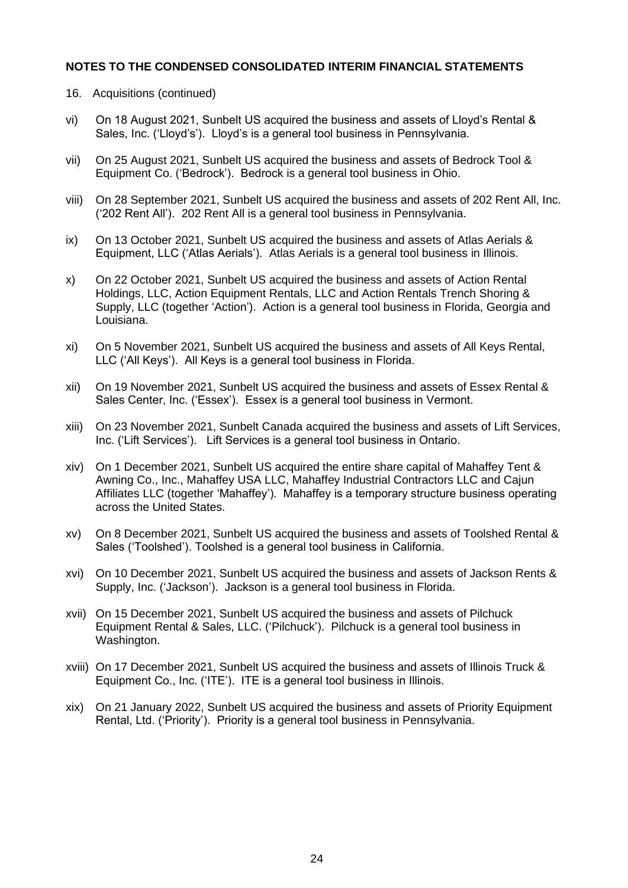**NOTES TO THE CONDENSED CONSOLIDATED INTERIM FINANCIAL STATEMENTS**

16. Acquisitions (continued)

vi) On 18 August 2021, Sunbelt US acquired the business and assets of Lloyd's Rental & Sales, Inc. ('Lloyd's'). Lloyd's is a general tool business in Pennsylvania.

vii) On 25 August 2021, Sunbelt US acquired the business and assets of Bedrock Tool & Equipment Co. ('Bedrock'). Bedrock is a general tool business in Ohio.

viii) On 28 September 2021, Sunbelt US acquired the business and assets of 202 Rent All, Inc. ('202 Rent All'). 202 Rent All is a general tool business in Pennsylvania.

ix) On 13 October 2021, Sunbelt US acquired the business and assets of Atlas Aerials & Equipment, LLC ('Atlas Aerials'). Atlas Aerials is a general tool business in Illinois.

x) On 22 October 2021, Sunbelt US acquired the business and assets of Action Rental Holdings, LLC, Action Equipment Rentals, LLC and Action Rentals Trench Shoring & Supply, LLC (together 'Action'). Action is a general tool business in Florida, Georgia and Louisiana.

xi) On 5 November 2021, Sunbelt US acquired the business and assets of All Keys Rental, LLC ('All Keys'). All Keys is a general tool business in Florida.

xii) On 19 November 2021, Sunbelt US acquired the business and assets of Essex Rental & Sales Center, Inc. ('Essex'). Essex is a general tool business in Vermont.

xiii) On 23 November 2021, Sunbelt Canada acquired the business and assets of Lift Services, Inc. ('Lift Services'). Lift Services is a general tool business in Ontario.

xiv) On 1 December 2021, Sunbelt US acquired the entire share capital of Mahaffey Tent & Awning Co., Inc., Mahaffey USA LLC, Mahaffey Industrial Contractors LLC and Cajun Affiliates LLC (together 'Mahaffey'). Mahaffey is a temporary structure business operating across the United States.

xv) On 8 December 2021, Sunbelt US acquired the business and assets of Toolshed Rental & Sales ('Toolshed'). Toolshed is a general tool business in California.

xvi) On 10 December 2021, Sunbelt US acquired the business and assets of Jackson Rents & Supply, Inc. ('Jackson'). Jackson is a general tool business in Florida.

xvii) On 15 December 2021, Sunbelt US acquired the business and assets of Pilchuck Equipment Rental & Sales, LLC. ('Pilchuck'). Pilchuck is a general tool business in Washington.

xviii) On 17 December 2021, Sunbelt US acquired the business and assets of Illinois Truck & Equipment Co., Inc. ('ITE'). ITE is a general tool business in Illinois.

xix) On 21 January 2022, Sunbelt US acquired the business and assets of Priority Equipment Rental, Ltd. ('Priority'). Priority is a general tool business in Pennsylvania.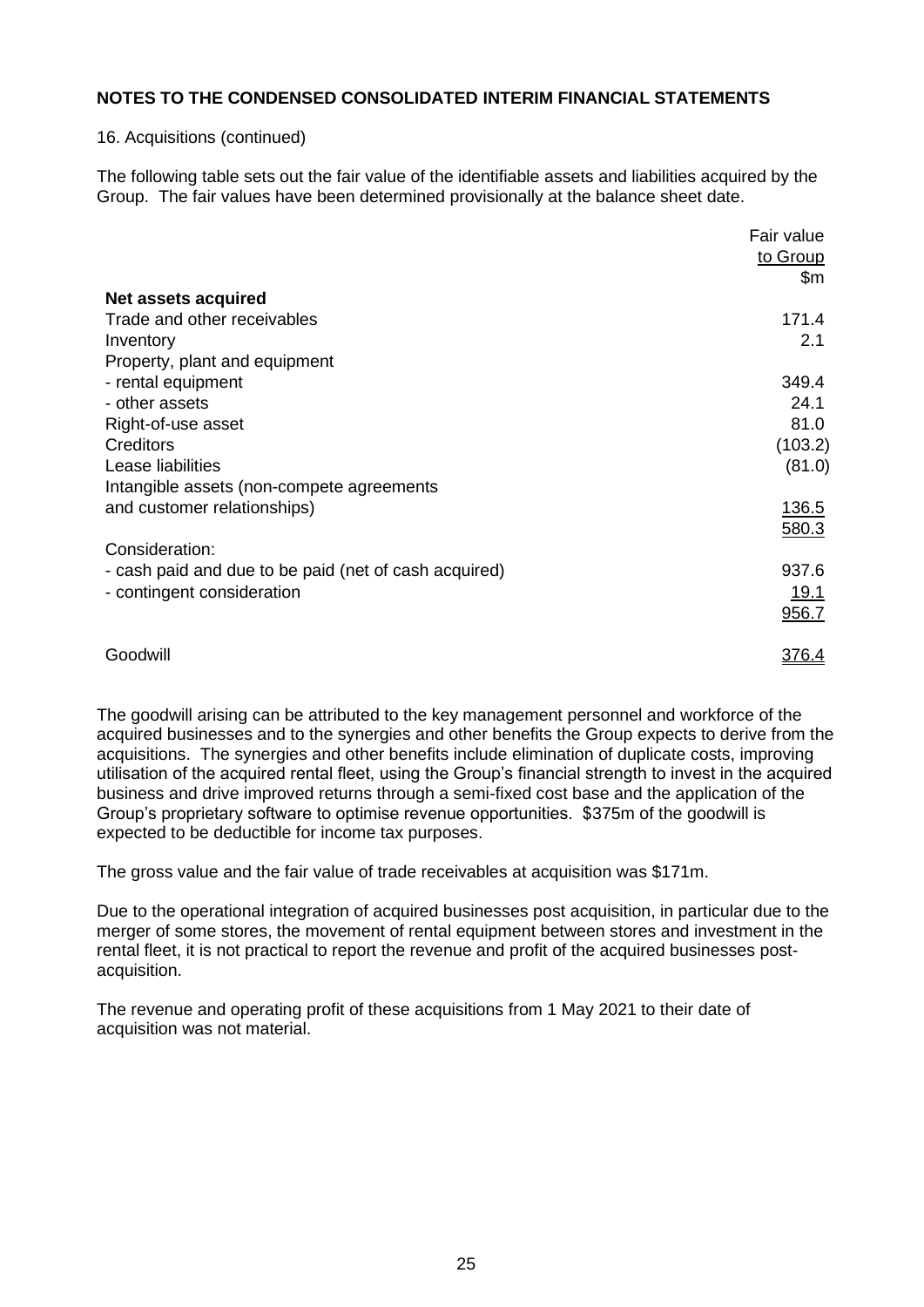# NOTES TO THE CONDENSED CONSOLIDATED INTERIM FINANCIAL STATEMENTS

16. Acquisitions (continued)

The following table sets out the fair value of the identifiable assets and liabilities acquired by the Group. The fair values have been determined provisionally at the balance sheet date.

| | Fair value to Group $m |
|---|---|
| **Net assets acquired** | |
| Trade and other receivables | 171.4 |
| Inventory | 2.1 |
| Property, plant and equipment | |
| - rental equipment | 349.4 |
| - other assets | 24.1 |
| Right-of-use asset | 81.0 |
| Creditors | (103.2) |
| Lease liabilities | (81.0) |
| Intangible assets (non-compete agreements and customer relationships) | 136.5 |
| | 580.3 |
| Consideration: | |
| - cash paid and due to be paid (net of cash acquired) | 937.6 |
| - contingent consideration | 19.1 |
| | 956.7 |
| Goodwill | 376.4 |

The goodwill arising can be attributed to the key management personnel and workforce of the acquired businesses and to the synergies and other benefits the Group expects to derive from the acquisitions. The synergies and other benefits include elimination of duplicate costs, improving utilisation of the acquired rental fleet, using the Group's financial strength to invest in the acquired business and drive improved returns through a semi-fixed cost base and the application of the Group's proprietary software to optimise revenue opportunities. $375m of the goodwill is expected to be deductible for income tax purposes.

The gross value and the fair value of trade receivables at acquisition was $171m.

Due to the operational integration of acquired businesses post acquisition, in particular due to the merger of some stores, the movement of rental equipment between stores and investment in the rental fleet, it is not practical to report the revenue and profit of the acquired businesses post-acquisition.

The revenue and operating profit of these acquisitions from 1 May 2021 to their date of acquisition was not material.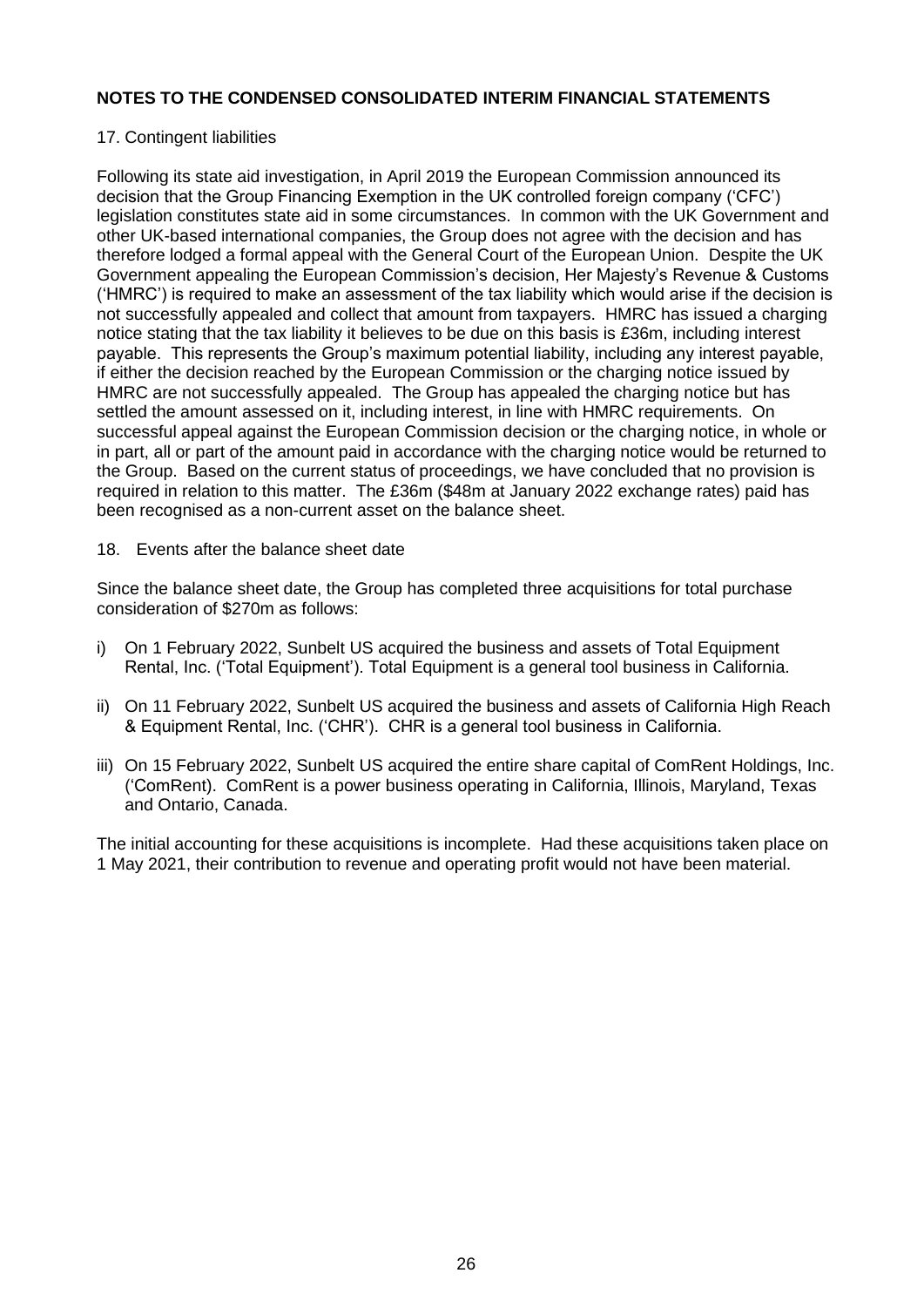**NOTES TO THE CONDENSED CONSOLIDATED INTERIM FINANCIAL STATEMENTS**

17. Contingent liabilities

Following its state aid investigation, in April 2019 the European Commission announced its decision that the Group Financing Exemption in the UK controlled foreign company ('CFC') legislation constitutes state aid in some circumstances. In common with the UK Government and other UK-based international companies, the Group does not agree with the decision and has therefore lodged a formal appeal with the General Court of the European Union. Despite the UK Government appealing the European Commission's decision, Her Majesty's Revenue & Customs ('HMRC') is required to make an assessment of the tax liability which would arise if the decision is not successfully appealed and collect that amount from taxpayers. HMRC has issued a charging notice stating that the tax liability it believes to be due on this basis is £36m, including interest payable. This represents the Group's maximum potential liability, including any interest payable, if either the decision reached by the European Commission or the charging notice issued by HMRC are not successfully appealed. The Group has appealed the charging notice but has settled the amount assessed on it, including interest, in line with HMRC requirements. On successful appeal against the European Commission decision or the charging notice, in whole or in part, all or part of the amount paid in accordance with the charging notice would be returned to the Group. Based on the current status of proceedings, we have concluded that no provision is required in relation to this matter. The £36m ($48m at January 2022 exchange rates) paid has been recognised as a non-current asset on the balance sheet.

18. Events after the balance sheet date

Since the balance sheet date, the Group has completed three acquisitions for total purchase consideration of $270m as follows:

i) On 1 February 2022, Sunbelt US acquired the business and assets of Total Equipment Rental, Inc. ('Total Equipment'). Total Equipment is a general tool business in California.

ii) On 11 February 2022, Sunbelt US acquired the business and assets of California High Reach & Equipment Rental, Inc. ('CHR'). CHR is a general tool business in California.

iii) On 15 February 2022, Sunbelt US acquired the entire share capital of ComRent Holdings, Inc. ('ComRent). ComRent is a power business operating in California, Illinois, Maryland, Texas and Ontario, Canada.

The initial accounting for these acquisitions is incomplete. Had these acquisitions taken place on 1 May 2021, their contribution to revenue and operating profit would not have been material.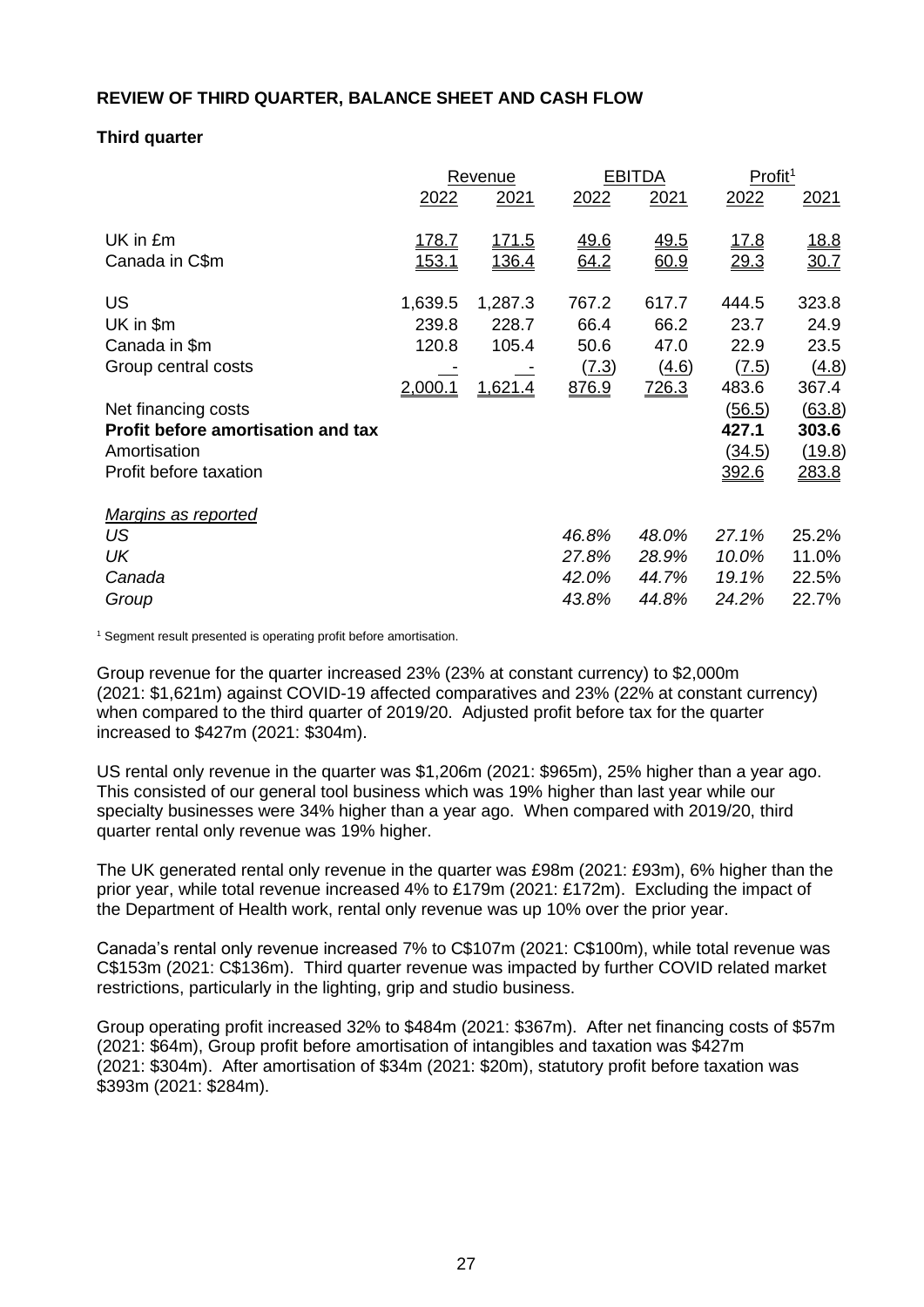**REVIEW OF THIRD QUARTER, BALANCE SHEET AND CASH FLOW**

**Third quarter**

| | Revenue | | EBITDA | | Profit[1] | |
|---|---|---|---|---|---|---|
| | 2022 | 2021 | 2022 | 2021 | 2022 | 2021 |
| UK in £m | 178.7 | 171.5 | 49.6 | 49.5 | 17.8 | 18.8 |
| Canada in C$m | 153.1 | 136.4 | 64.2 | 60.9 | 29.3 | 30.7 |
| US | 1,639.5 | 1,287.3 | 767.2 | 617.7 | 444.5 | 323.8 |
| UK in $m | 239.8 | 228.7 | 66.4 | 66.2 | 23.7 | 24.9 |
| Canada in $m | 120.8 | 105.4 | 50.6 | 47.0 | 22.9 | 23.5 |
| Group central costs | - | - | (7.3) | (4.6) | (7.5) | (4.8) |
| | 2,000.1 | 1,621.4 | 876.9 | 726.3 | 483.6 | 367.4 |
| Net financing costs | | | | | (56.5) | (63.8) |
| **Profit before amortisation and tax** | | | | | **427.1** | **303.6** |
| Amortisation | | | | | (34.5) | (19.8) |
| Profit before taxation | | | | | 392.6 | 283.8 |
| *Margins as reported* | | | | | | |
| *US* | | | *46.8%* | *48.0%* | *27.1%* | 25.2% |
| *UK* | | | *27.8%* | *28.9%* | *10.0%* | 11.0% |
| *Canada* | | | *42.0%* | *44.7%* | *19.1%* | 22.5% |
| *Group* | | | *43.8%* | *44.8%* | *24.2%* | 22.7% |

[1] Segment result presented is operating profit before amortisation.

Group revenue for the quarter increased 23% (23% at constant currency) to $2,000m (2021: $1,621m) against COVID-19 affected comparatives and 23% (22% at constant currency) when compared to the third quarter of 2019/20. Adjusted profit before tax for the quarter increased to $427m (2021: $304m).

US rental only revenue in the quarter was $1,206m (2021: $965m), 25% higher than a year ago. This consisted of our general tool business which was 19% higher than last year while our specialty businesses were 34% higher than a year ago. When compared with 2019/20, third quarter rental only revenue was 19% higher.

The UK generated rental only revenue in the quarter was £98m (2021: £93m), 6% higher than the prior year, while total revenue increased 4% to £179m (2021: £172m). Excluding the impact of the Department of Health work, rental only revenue was up 10% over the prior year.

Canada's rental only revenue increased 7% to C$107m (2021: C$100m), while total revenue was C$153m (2021: C$136m). Third quarter revenue was impacted by further COVID related market restrictions, particularly in the lighting, grip and studio business.

Group operating profit increased 32% to $484m (2021: $367m). After net financing costs of $57m (2021: $64m), Group profit before amortisation of intangibles and taxation was $427m (2021: $304m). After amortisation of $34m (2021: $20m), statutory profit before taxation was $393m (2021: $284m).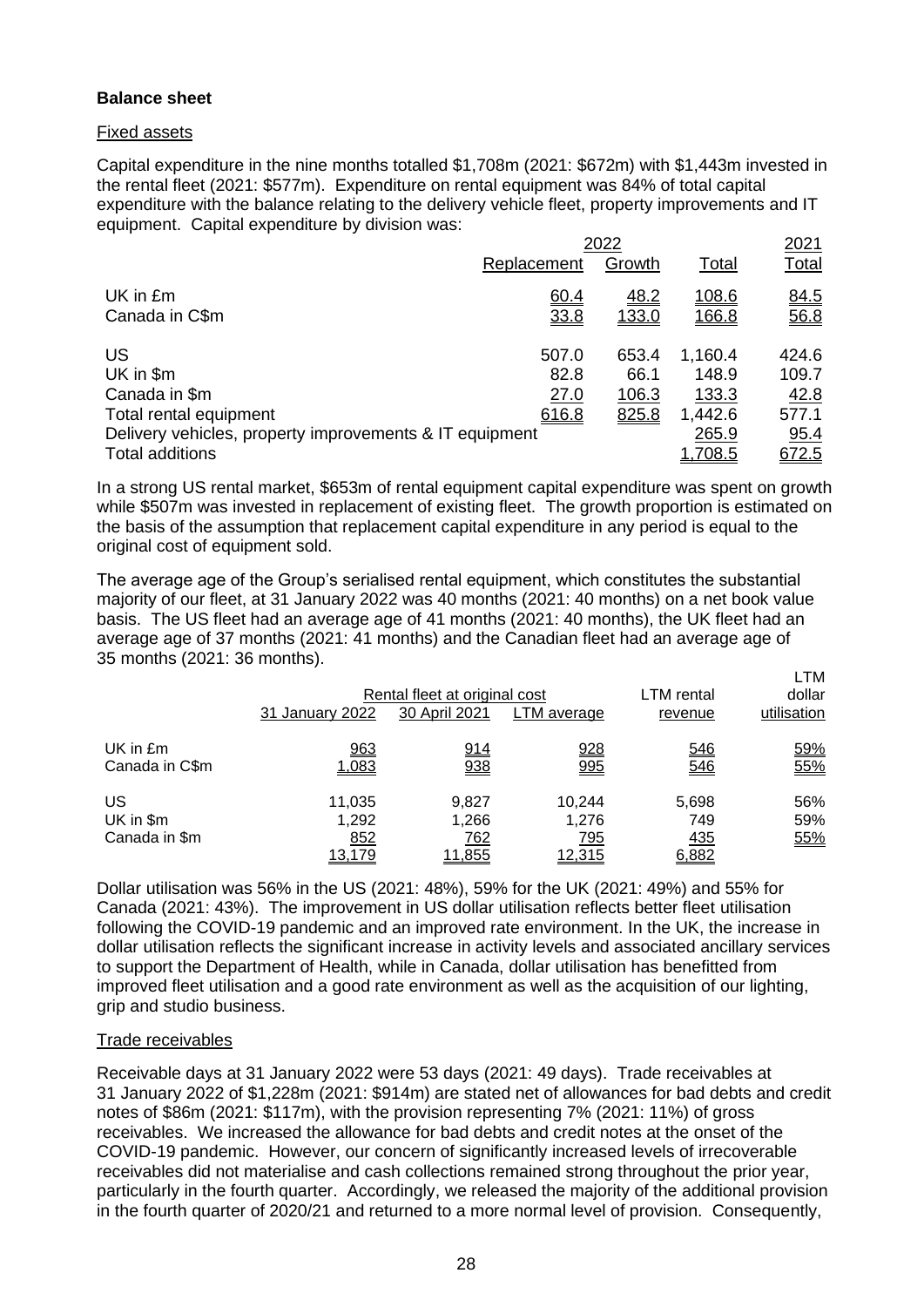**Balance sheet**

Fixed assets

Capital expenditure in the nine months totalled $1,708m (2021: $672m) with $1,443m invested in the rental fleet (2021: $577m). Expenditure on rental equipment was 84% of total capital expenditure with the balance relating to the delivery vehicle fleet, property improvements and IT equipment. Capital expenditure by division was:

| | 2022 | | | 2021 |
|---|---|---|---|---|
| | Replacement | Growth | Total | Total |
| UK in £m | 60.4 | 48.2 | 108.6 | 84.5 |
| Canada in C$m | 33.8 | 133.0 | 166.8 | 56.8 |
| | | | | |
| US | 507.0 | 653.4 | 1,160.4 | 424.6 |
| UK in $m | 82.8 | 66.1 | 148.9 | 109.7 |
| Canada in $m | 27.0 | 106.3 | 133.3 | 42.8 |
| Total rental equipment | 616.8 | 825.8 | 1,442.6 | 577.1 |
| Delivery vehicles, property improvements & IT equipment | | | 265.9 | 95.4 |
| Total additions | | | 1,708.5 | 672.5 |

In a strong US rental market, $653m of rental equipment capital expenditure was spent on growth while $507m was invested in replacement of existing fleet. The growth proportion is estimated on the basis of the assumption that replacement capital expenditure in any period is equal to the original cost of equipment sold.

The average age of the Group's serialised rental equipment, which constitutes the substantial majority of our fleet, at 31 January 2022 was 40 months (2021: 40 months) on a net book value basis. The US fleet had an average age of 41 months (2021: 40 months), the UK fleet had an average age of 37 months (2021: 41 months) and the Canadian fleet had an average age of 35 months (2021: 36 months).

| | Rental fleet at original cost | | | LTM rental | LTM dollar |
|---|---|---|---|---|---|
| | 31 January 2022 | 30 April 2021 | LTM average | revenue | utilisation |
| UK in £m | 963 | 914 | 928 | 546 | 59% |
| Canada in C$m | 1,083 | 938 | 995 | 546 | 55% |
| | | | | | |
| US | 11,035 | 9,827 | 10,244 | 5,698 | 56% |
| UK in $m | 1,292 | 1,266 | 1,276 | 749 | 59% |
| Canada in $m | 852 | 762 | 795 | 435 | 55% |
| | 13,179 | 11,855 | 12,315 | 6,882 | |

Dollar utilisation was 56% in the US (2021: 48%), 59% for the UK (2021: 49%) and 55% for Canada (2021: 43%). The improvement in US dollar utilisation reflects better fleet utilisation following the COVID-19 pandemic and an improved rate environment. In the UK, the increase in dollar utilisation reflects the significant increase in activity levels and associated ancillary services to support the Department of Health, while in Canada, dollar utilisation has benefitted from improved fleet utilisation and a good rate environment as well as the acquisition of our lighting, grip and studio business.

Trade receivables

Receivable days at 31 January 2022 were 53 days (2021: 49 days). Trade receivables at 31 January 2022 of $1,228m (2021: $914m) are stated net of allowances for bad debts and credit notes of $86m (2021: $117m), with the provision representing 7% (2021: 11%) of gross receivables. We increased the allowance for bad debts and credit notes at the onset of the COVID-19 pandemic. However, our concern of significantly increased levels of irrecoverable receivables did not materialise and cash collections remained strong throughout the prior year, particularly in the fourth quarter. Accordingly, we released the majority of the additional provision in the fourth quarter of 2020/21 and returned to a more normal level of provision. Consequently,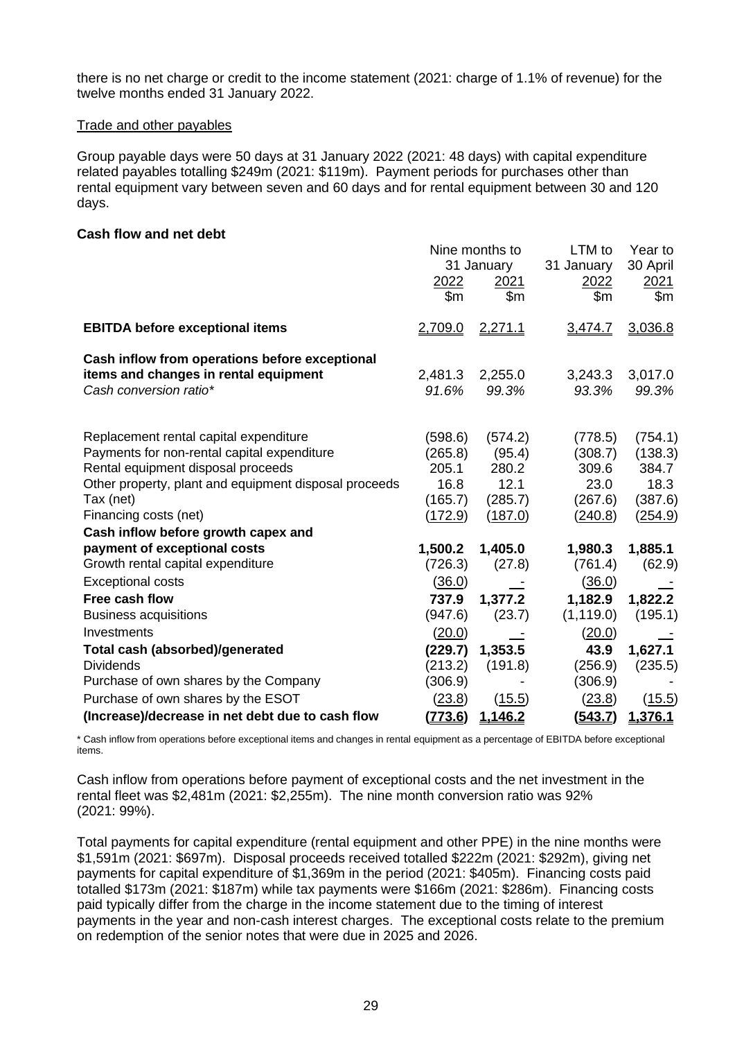there is no net charge or credit to the income statement (2021: charge of 1.1% of revenue) for the twelve months ended 31 January 2022.

Trade and other payables

Group payable days were 50 days at 31 January 2022 (2021: 48 days) with capital expenditure related payables totalling $249m (2021: $119m). Payment periods for purchases other than rental equipment vary between seven and 60 days and for rental equipment between 30 and 120 days.

**Cash flow and net debt**

| | Nine months to 31 January 2022 | Nine months to 31 January 2021 | LTM to 31 January 2022 | Year to 30 April 2021 |
|---|---|---|---|---|
| | $m | $m | $m | $m |
| **EBITDA before exceptional items** | 2,709.0 | 2,271.1 | 3,474.7 | 3,036.8 |
| **Cash inflow from operations before exceptional items and changes in rental equipment** | 2,481.3 | 2,255.0 | 3,243.3 | 3,017.0 |
| *Cash conversion ratio\** | *91.6%* | *99.3%* | *93.3%* | *99.3%* |
| Replacement rental capital expenditure | (598.6) | (574.2) | (778.5) | (754.1) |
| Payments for non-rental capital expenditure | (265.8) | (95.4) | (308.7) | (138.3) |
| Rental equipment disposal proceeds | 205.1 | 280.2 | 309.6 | 384.7 |
| Other property, plant and equipment disposal proceeds | 16.8 | 12.1 | 23.0 | 18.3 |
| Tax (net) | (165.7) | (285.7) | (267.6) | (387.6) |
| Financing costs (net) | (172.9) | (187.0) | (240.8) | (254.9) |
| **Cash inflow before growth capex and payment of exceptional costs** | **1,500.2** | **1,405.0** | **1,980.3** | **1,885.1** |
| Growth rental capital expenditure | (726.3) | (27.8) | (761.4) | (62.9) |
| Exceptional costs | (36.0) | - | (36.0) | - |
| **Free cash flow** | **737.9** | **1,377.2** | **1,182.9** | **1,822.2** |
| Business acquisitions | (947.6) | (23.7) | (1,119.0) | (195.1) |
| Investments | (20.0) | - | (20.0) | - |
| **Total cash (absorbed)/generated** | **(229.7)** | **1,353.5** | **43.9** | **1,627.1** |
| Dividends | (213.2) | (191.8) | (256.9) | (235.5) |
| Purchase of own shares by the Company | (306.9) | - | (306.9) | - |
| Purchase of own shares by the ESOT | (23.8) | (15.5) | (23.8) | (15.5) |
| **(Increase)/decrease in net debt due to cash flow** | **(773.6)** | **1,146.2** | **(543.7)** | **1,376.1** |

\* Cash inflow from operations before exceptional items and changes in rental equipment as a percentage of EBITDA before exceptional items.

Cash inflow from operations before payment of exceptional costs and the net investment in the rental fleet was $2,481m (2021: $2,255m). The nine month conversion ratio was 92% (2021: 99%).

Total payments for capital expenditure (rental equipment and other PPE) in the nine months were $1,591m (2021: $697m). Disposal proceeds received totalled $222m (2021: $292m), giving net payments for capital expenditure of $1,369m in the period (2021: $405m). Financing costs paid totalled $173m (2021: $187m) while tax payments were $166m (2021: $286m). Financing costs paid typically differ from the charge in the income statement due to the timing of interest payments in the year and non-cash interest charges. The exceptional costs relate to the premium on redemption of the senior notes that were due in 2025 and 2026.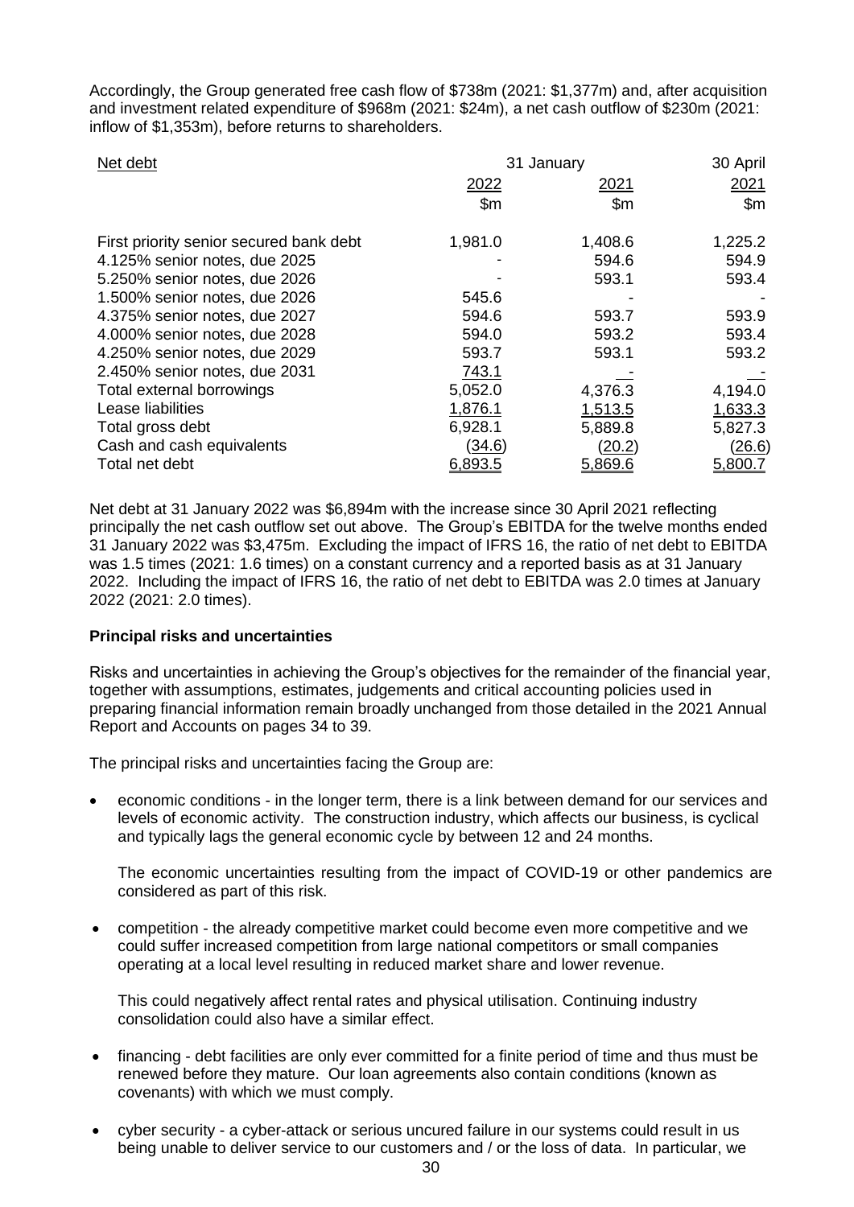Accordingly, the Group generated free cash flow of $738m (2021: $1,377m) and, after acquisition and investment related expenditure of $968m (2021: $24m), a net cash outflow of $230m (2021: inflow of $1,353m), before returns to shareholders.

| Net debt | 31 January | | 30 April |
|---|---|---|---|
| | 2022 | 2021 | 2021 |
| | $m | $m | $m |
| First priority senior secured bank debt | 1,981.0 | 1,408.6 | 1,225.2 |
| 4.125% senior notes, due 2025 | - | 594.6 | 594.9 |
| 5.250% senior notes, due 2026 | - | 593.1 | 593.4 |
| 1.500% senior notes, due 2026 | 545.6 | - | - |
| 4.375% senior notes, due 2027 | 594.6 | 593.7 | 593.9 |
| 4.000% senior notes, due 2028 | 594.0 | 593.2 | 593.4 |
| 4.250% senior notes, due 2029 | 593.7 | 593.1 | 593.2 |
| 2.450% senior notes, due 2031 | 743.1 | - | - |
| Total external borrowings | 5,052.0 | 4,376.3 | 4,194.0 |
| Lease liabilities | 1,876.1 | 1,513.5 | 1,633.3 |
| Total gross debt | 6,928.1 | 5,889.8 | 5,827.3 |
| Cash and cash equivalents | (34.6) | (20.2) | (26.6) |
| Total net debt | 6,893.5 | 5,869.6 | 5,800.7 |

Net debt at 31 January 2022 was $6,894m with the increase since 30 April 2021 reflecting principally the net cash outflow set out above. The Group's EBITDA for the twelve months ended 31 January 2022 was $3,475m. Excluding the impact of IFRS 16, the ratio of net debt to EBITDA was 1.5 times (2021: 1.6 times) on a constant currency and a reported basis as at 31 January 2022. Including the impact of IFRS 16, the ratio of net debt to EBITDA was 2.0 times at January 2022 (2021: 2.0 times).

**Principal risks and uncertainties**

Risks and uncertainties in achieving the Group's objectives for the remainder of the financial year, together with assumptions, estimates, judgements and critical accounting policies used in preparing financial information remain broadly unchanged from those detailed in the 2021 Annual Report and Accounts on pages 34 to 39.

The principal risks and uncertainties facing the Group are:

- economic conditions - in the longer term, there is a link between demand for our services and levels of economic activity. The construction industry, which affects our business, is cyclical and typically lags the general economic cycle by between 12 and 24 months.

  The economic uncertainties resulting from the impact of COVID-19 or other pandemics are considered as part of this risk.

- competition - the already competitive market could become even more competitive and we could suffer increased competition from large national competitors or small companies operating at a local level resulting in reduced market share and lower revenue.

  This could negatively affect rental rates and physical utilisation. Continuing industry consolidation could also have a similar effect.

- financing - debt facilities are only ever committed for a finite period of time and thus must be renewed before they mature. Our loan agreements also contain conditions (known as covenants) with which we must comply.

- cyber security - a cyber-attack or serious uncured failure in our systems could result in us being unable to deliver service to our customers and / or the loss of data. In particular, we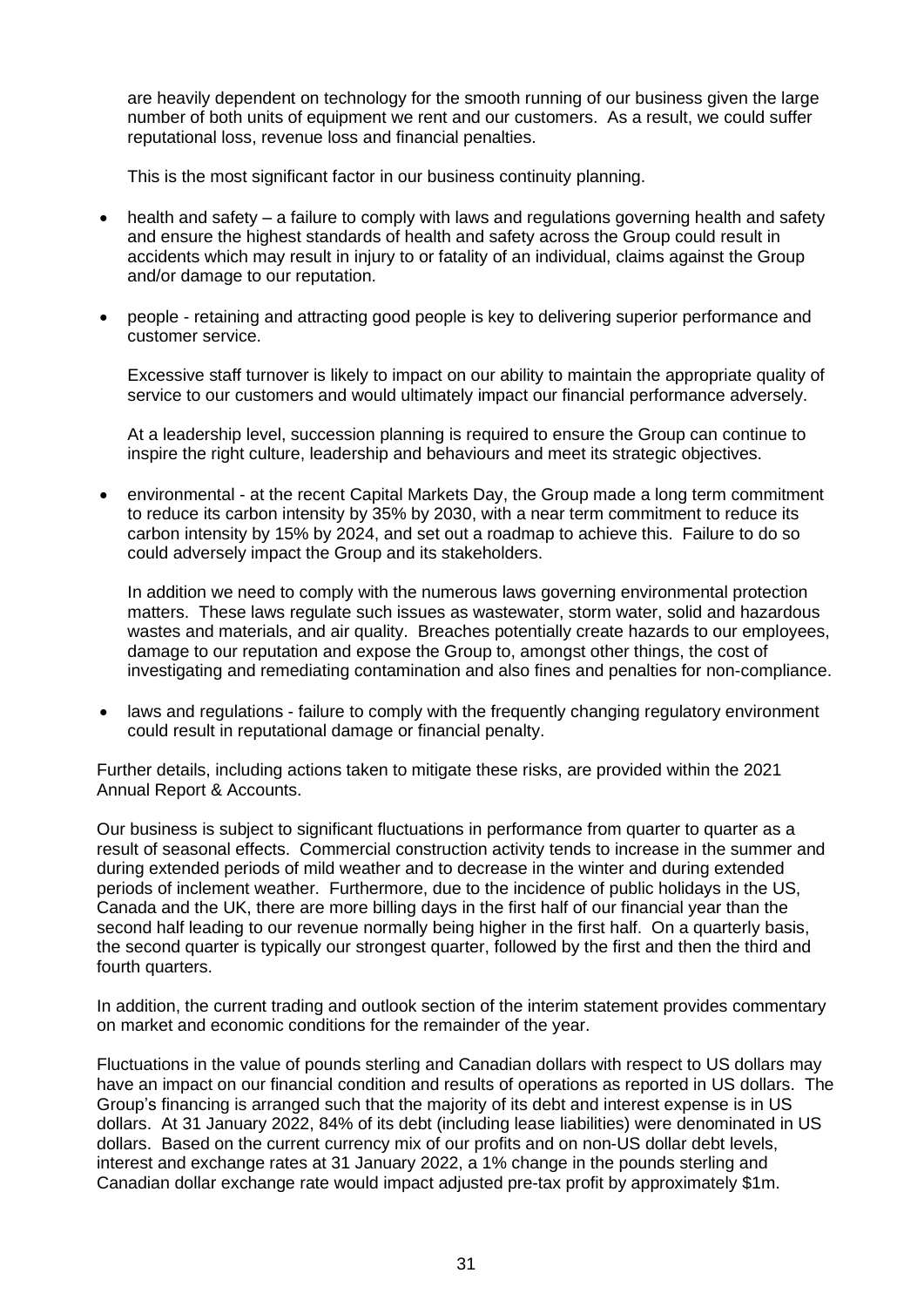are heavily dependent on technology for the smooth running of our business given the large number of both units of equipment we rent and our customers. As a result, we could suffer reputational loss, revenue loss and financial penalties.

This is the most significant factor in our business continuity planning.

- health and safety – a failure to comply with laws and regulations governing health and safety and ensure the highest standards of health and safety across the Group could result in accidents which may result in injury to or fatality of an individual, claims against the Group and/or damage to our reputation.

- people - retaining and attracting good people is key to delivering superior performance and customer service.

  Excessive staff turnover is likely to impact on our ability to maintain the appropriate quality of service to our customers and would ultimately impact our financial performance adversely.

  At a leadership level, succession planning is required to ensure the Group can continue to inspire the right culture, leadership and behaviours and meet its strategic objectives.

- environmental - at the recent Capital Markets Day, the Group made a long term commitment to reduce its carbon intensity by 35% by 2030, with a near term commitment to reduce its carbon intensity by 15% by 2024, and set out a roadmap to achieve this. Failure to do so could adversely impact the Group and its stakeholders.

  In addition we need to comply with the numerous laws governing environmental protection matters. These laws regulate such issues as wastewater, storm water, solid and hazardous wastes and materials, and air quality. Breaches potentially create hazards to our employees, damage to our reputation and expose the Group to, amongst other things, the cost of investigating and remediating contamination and also fines and penalties for non-compliance.

- laws and regulations - failure to comply with the frequently changing regulatory environment could result in reputational damage or financial penalty.

Further details, including actions taken to mitigate these risks, are provided within the 2021 Annual Report & Accounts.

Our business is subject to significant fluctuations in performance from quarter to quarter as a result of seasonal effects. Commercial construction activity tends to increase in the summer and during extended periods of mild weather and to decrease in the winter and during extended periods of inclement weather. Furthermore, due to the incidence of public holidays in the US, Canada and the UK, there are more billing days in the first half of our financial year than the second half leading to our revenue normally being higher in the first half. On a quarterly basis, the second quarter is typically our strongest quarter, followed by the first and then the third and fourth quarters.

In addition, the current trading and outlook section of the interim statement provides commentary on market and economic conditions for the remainder of the year.

Fluctuations in the value of pounds sterling and Canadian dollars with respect to US dollars may have an impact on our financial condition and results of operations as reported in US dollars. The Group's financing is arranged such that the majority of its debt and interest expense is in US dollars. At 31 January 2022, 84% of its debt (including lease liabilities) were denominated in US dollars. Based on the current currency mix of our profits and on non-US dollar debt levels, interest and exchange rates at 31 January 2022, a 1% change in the pounds sterling and Canadian dollar exchange rate would impact adjusted pre-tax profit by approximately $1m.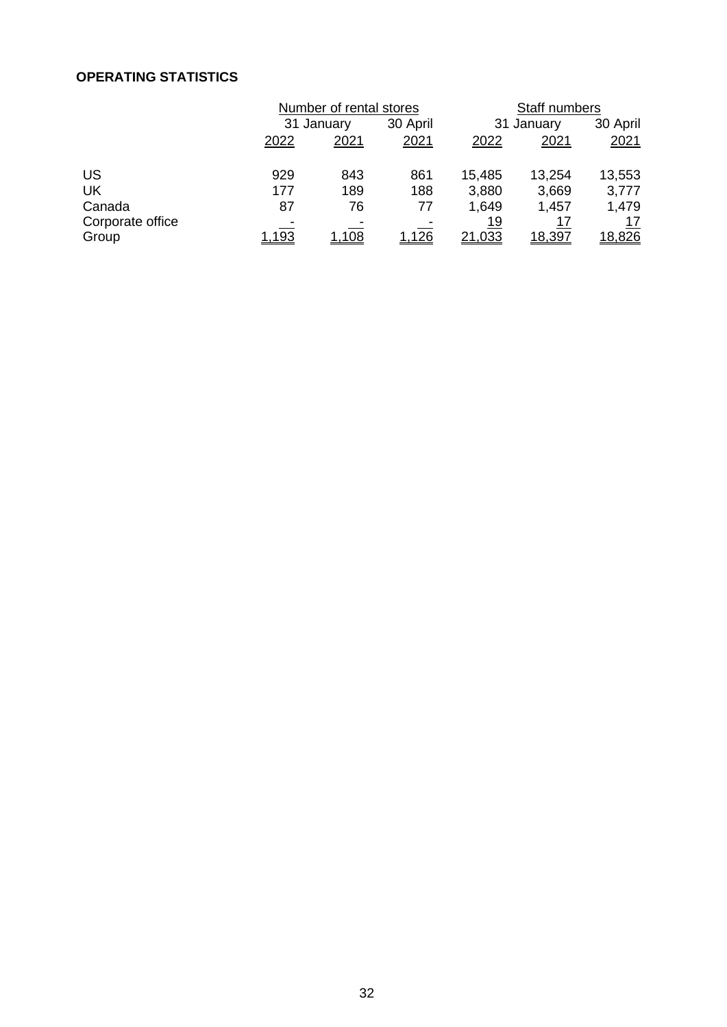## OPERATING STATISTICS

| | Number of rental stores | | | Staff numbers | | |
|---|---|---|---|---|---|---|
| | 31 January | | 30 April | 31 January | | 30 April |
| | 2022 | 2021 | 2021 | 2022 | 2021 | 2021 |
| US | 929 | 843 | 861 | 15,485 | 13,254 | 13,553 |
| UK | 177 | 189 | 188 | 3,880 | 3,669 | 3,777 |
| Canada | 87 | 76 | 77 | 1,649 | 1,457 | 1,479 |
| Corporate office | - | - | - | 19 | 17 | 17 |
| Group | 1,193 | 1,108 | 1,126 | 21,033 | 18,397 | 18,826 |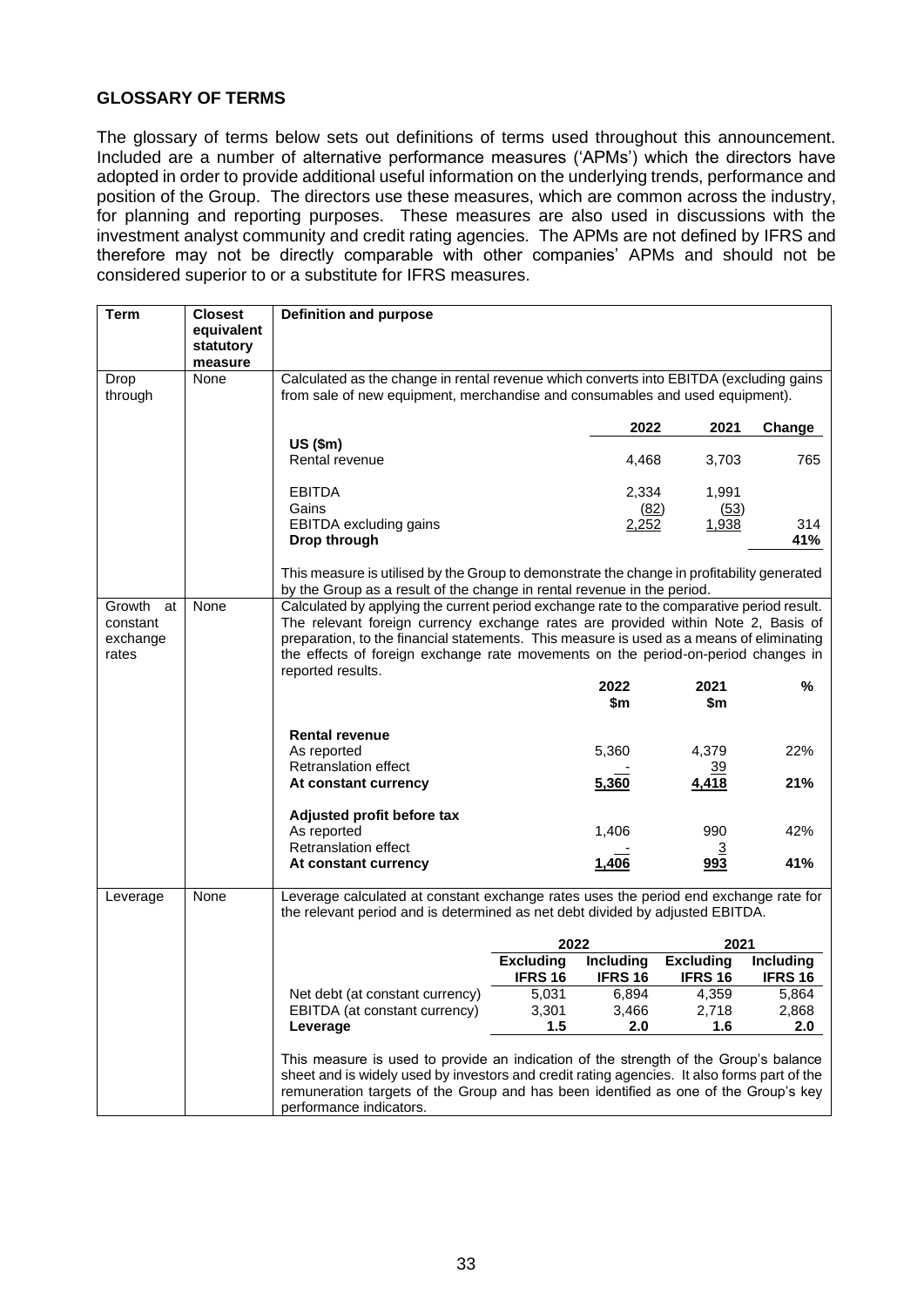## GLOSSARY OF TERMS

The glossary of terms below sets out definitions of terms used throughout this announcement. Included are a number of alternative performance measures ('APMs') which the directors have adopted in order to provide additional useful information on the underlying trends, performance and position of the Group. The directors use these measures, which are common across the industry, for planning and reporting purposes. These measures are also used in discussions with the investment analyst community and credit rating agencies. The APMs are not defined by IFRS and therefore may not be directly comparable with other companies' APMs and should not be considered superior to or a substitute for IFRS measures.

| Term | Closest equivalent statutory measure | Definition and purpose |
|---|---|---|
| Drop through | None | Calculated as the change in rental revenue which converts into EBITDA (excluding gains from sale of new equipment, merchandise and consumables and used equipment). |

| US ($m) | 2022 | 2021 | Change |
|---|---|---|---|
| Rental revenue | 4,468 | 3,703 | 765 |
| EBITDA | 2,334 | 1,991 | |
| Gains | (82) | (53) | |
| EBITDA excluding gains | 2,252 | 1,938 | 314 |
| **Drop through** | | | **41%** |

This measure is utilised by the Group to demonstrate the change in profitability generated by the Group as a result of the change in rental revenue in the period.

| Term | Closest equivalent statutory measure | Definition and purpose |
|---|---|---|
| Growth at constant exchange rates | None | Calculated by applying the current period exchange rate to the comparative period result. The relevant foreign currency exchange rates are provided within Note 2, Basis of preparation, to the financial statements. This measure is used as a means of eliminating the effects of foreign exchange rate movements on the period-on-period changes in reported results. |

| | 2022 $m | 2021 $m | % |
|---|---|---|---|
| **Rental revenue** | | | |
| As reported | 5,360 | 4,379 | 22% |
| Retranslation effect | - | 39 | |
| **At constant currency** | **5,360** | **4,418** | **21%** |
| **Adjusted profit before tax** | | | |
| As reported | 1,406 | 990 | 42% |
| Retranslation effect | - | 3 | |
| **At constant currency** | **1,406** | **993** | **41%** |

| Term | Closest equivalent statutory measure | Definition and purpose |
|---|---|---|
| Leverage | None | Leverage calculated at constant exchange rates uses the period end exchange rate for the relevant period and is determined as net debt divided by adjusted EBITDA. |

| | 2022 | | 2021 | |
|---|---|---|---|---|
| | **Excluding IFRS 16** | **Including IFRS 16** | **Excluding IFRS 16** | **Including IFRS 16** |
| Net debt (at constant currency) | 5,031 | 6,894 | 4,359 | 5,864 |
| EBITDA (at constant currency) | 3,301 | 3,466 | 2,718 | 2,868 |
| **Leverage** | **1.5** | **2.0** | **1.6** | **2.0** |

This measure is used to provide an indication of the strength of the Group's balance sheet and is widely used by investors and credit rating agencies. It also forms part of the remuneration targets of the Group and has been identified as one of the Group's key performance indicators.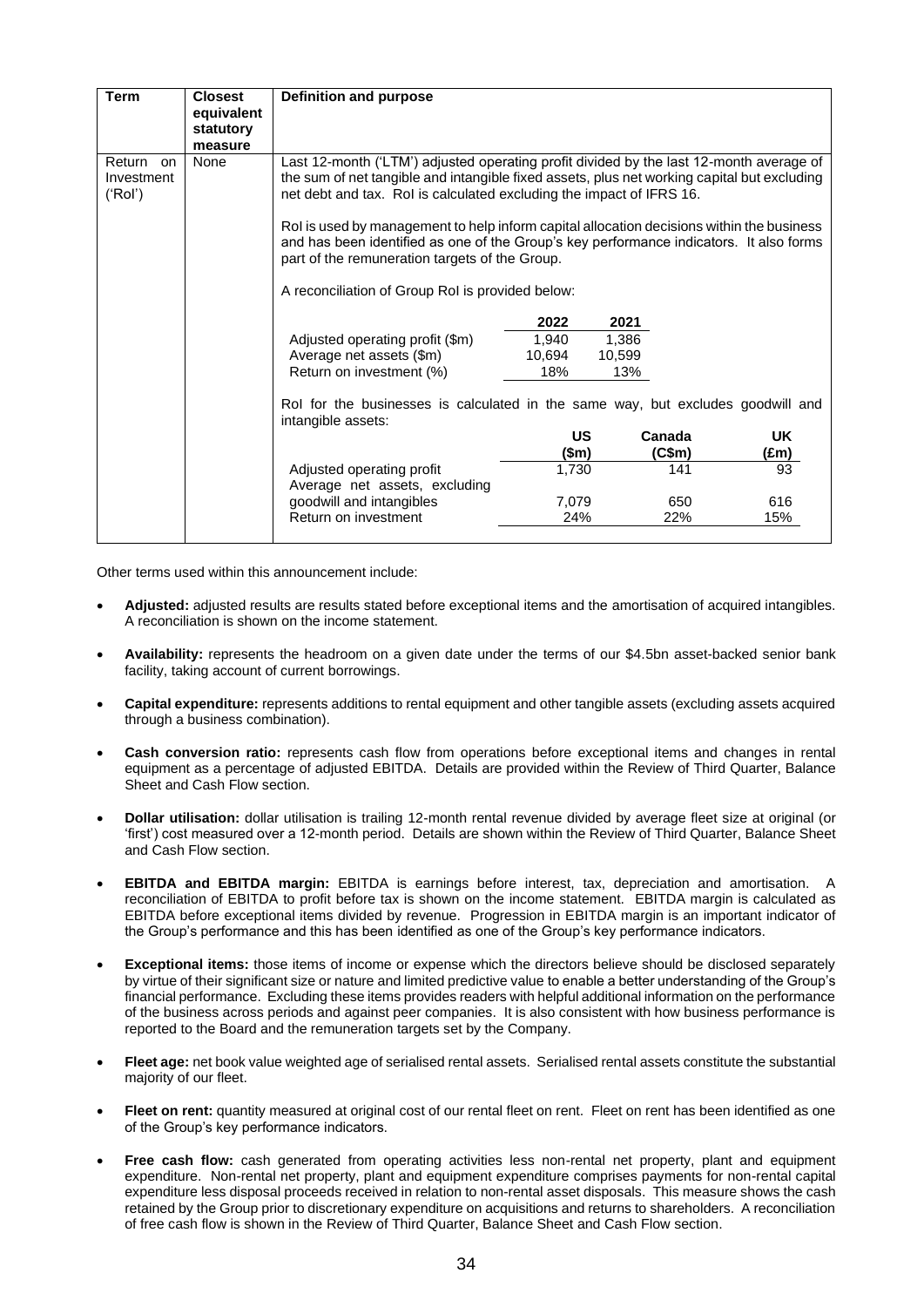| Term | Closest equivalent statutory measure | Definition and purpose |
|---|---|---|
| Return on Investment ('RoI') | None | Last 12-month ('LTM') adjusted operating profit divided by the last 12-month average of the sum of net tangible and intangible fixed assets, plus net working capital but excluding net debt and tax. RoI is calculated excluding the impact of IFRS 16.<br><br>RoI is used by management to help inform capital allocation decisions within the business and has been identified as one of the Group's key performance indicators. It also forms part of the remuneration targets of the Group.<br><br>A reconciliation of Group RoI is provided below: |

| | 2022 | 2021 |
|---|---|---|
| Adjusted operating profit ($m) | 1,940 | 1,386 |
| Average net assets ($m) | 10,694 | 10,599 |
| Return on investment (%) | 18% | 13% |

RoI for the businesses is calculated in the same way, but excludes goodwill and intangible assets:

| | US ($m) | Canada (C$m) | UK (£m) |
|---|---|---|---|
| Adjusted operating profit | 1,730 | 141 | 93 |
| Average net assets, excluding goodwill and intangibles | 7,079 | 650 | 616 |
| Return on investment | 24% | 22% | 15% |

Other terms used within this announcement include:

- **Adjusted:** adjusted results are results stated before exceptional items and the amortisation of acquired intangibles. A reconciliation is shown on the income statement.
- **Availability:** represents the headroom on a given date under the terms of our $4.5bn asset-backed senior bank facility, taking account of current borrowings.
- **Capital expenditure:** represents additions to rental equipment and other tangible assets (excluding assets acquired through a business combination).
- **Cash conversion ratio:** represents cash flow from operations before exceptional items and changes in rental equipment as a percentage of adjusted EBITDA. Details are provided within the Review of Third Quarter, Balance Sheet and Cash Flow section.
- **Dollar utilisation:** dollar utilisation is trailing 12-month rental revenue divided by average fleet size at original (or 'first') cost measured over a 12-month period. Details are shown within the Review of Third Quarter, Balance Sheet and Cash Flow section.
- **EBITDA and EBITDA margin:** EBITDA is earnings before interest, tax, depreciation and amortisation. A reconciliation of EBITDA to profit before tax is shown on the income statement. EBITDA margin is calculated as EBITDA before exceptional items divided by revenue. Progression in EBITDA margin is an important indicator of the Group's performance and this has been identified as one of the Group's key performance indicators.
- **Exceptional items:** those items of income or expense which the directors believe should be disclosed separately by virtue of their significant size or nature and limited predictive value to enable a better understanding of the Group's financial performance. Excluding these items provides readers with helpful additional information on the performance of the business across periods and against peer companies. It is also consistent with how business performance is reported to the Board and the remuneration targets set by the Company.
- **Fleet age:** net book value weighted age of serialised rental assets. Serialised rental assets constitute the substantial majority of our fleet.
- **Fleet on rent:** quantity measured at original cost of our rental fleet on rent. Fleet on rent has been identified as one of the Group's key performance indicators.
- **Free cash flow:** cash generated from operating activities less non-rental net property, plant and equipment expenditure. Non-rental net property, plant and equipment expenditure comprises payments for non-rental capital expenditure less disposal proceeds received in relation to non-rental asset disposals. This measure shows the cash retained by the Group prior to discretionary expenditure on acquisitions and returns to shareholders. A reconciliation of free cash flow is shown in the Review of Third Quarter, Balance Sheet and Cash Flow section.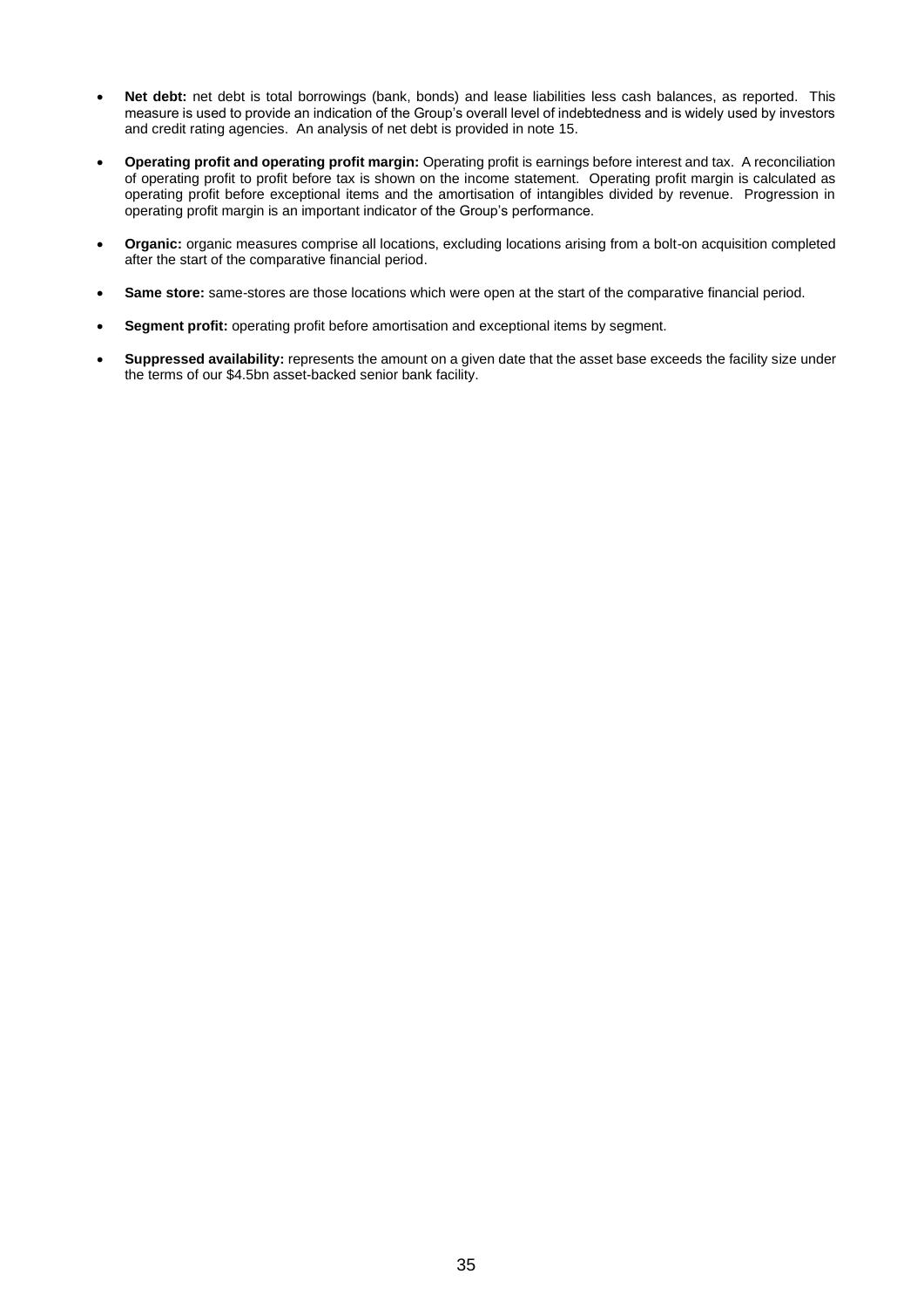- **Net debt:** net debt is total borrowings (bank, bonds) and lease liabilities less cash balances, as reported. This measure is used to provide an indication of the Group's overall level of indebtedness and is widely used by investors and credit rating agencies. An analysis of net debt is provided in note 15.

- **Operating profit and operating profit margin:** Operating profit is earnings before interest and tax. A reconciliation of operating profit to profit before tax is shown on the income statement. Operating profit margin is calculated as operating profit before exceptional items and the amortisation of intangibles divided by revenue. Progression in operating profit margin is an important indicator of the Group's performance.

- **Organic:** organic measures comprise all locations, excluding locations arising from a bolt-on acquisition completed after the start of the comparative financial period.

- **Same store:** same-stores are those locations which were open at the start of the comparative financial period.

- **Segment profit:** operating profit before amortisation and exceptional items by segment.

- **Suppressed availability:** represents the amount on a given date that the asset base exceeds the facility size under the terms of our $4.5bn asset-backed senior bank facility.